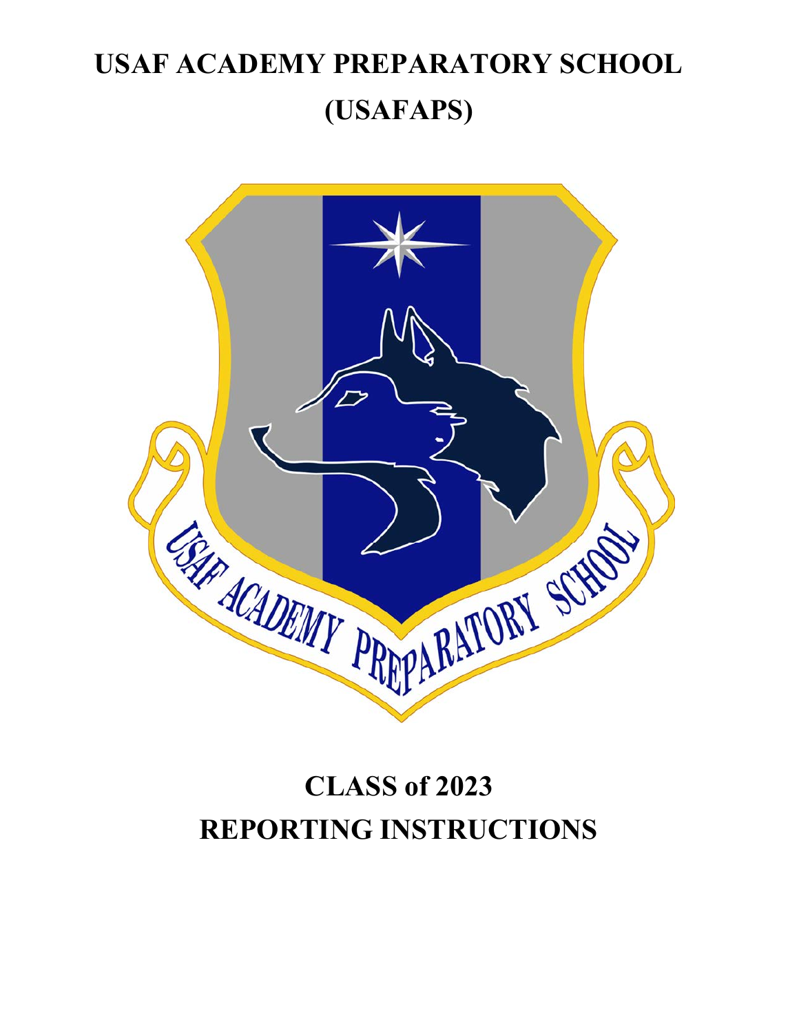# USAF ACADEMY PREPARATORY SCHOOL (USAFAPS)

# CLASS of 2023 REPORTING INSTRUCTIONS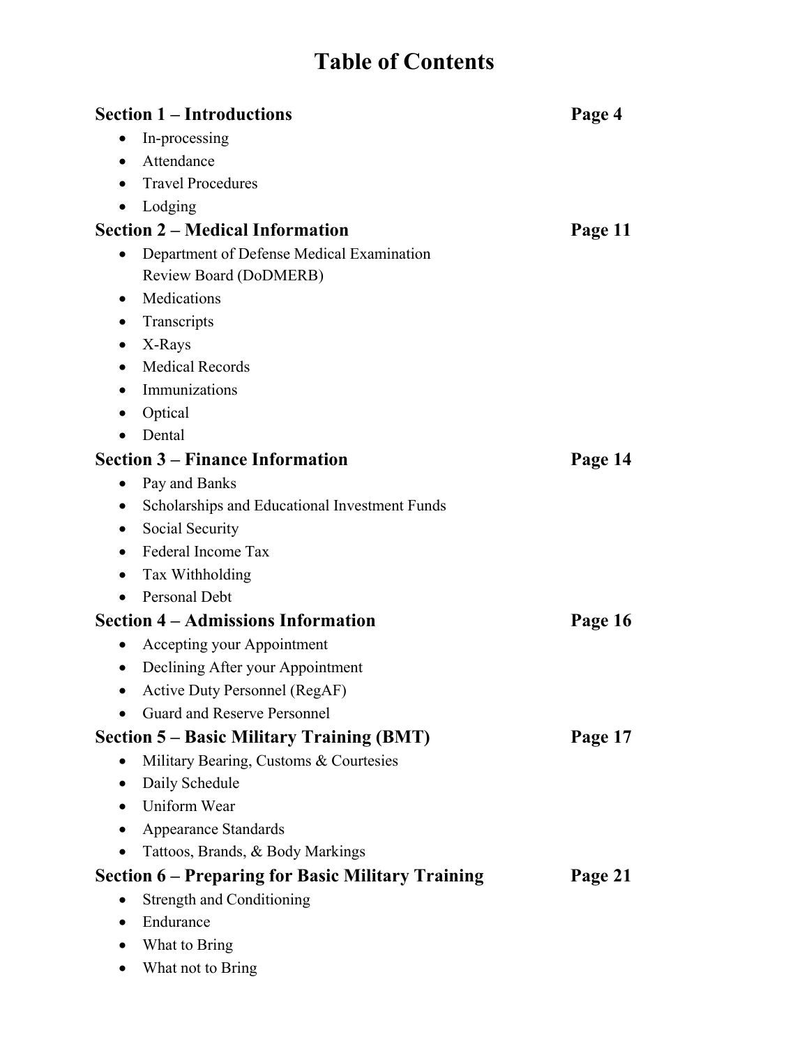# Table of Contents

**Section 1 – Introductions** **Page 4**

- In-processing
- Attendance
- Travel Procedures
- Lodging

**Section 2 – Medical Information** **Page 11**

- Department of Defense Medical Examination Review Board (DoDMERB)
- Medications
- Transcripts
- X-Rays
- Medical Records
- Immunizations
- Optical
- Dental

**Section 3 – Finance Information** **Page 14**

- Pay and Banks
- Scholarships and Educational Investment Funds
- Social Security
- Federal Income Tax
- Tax Withholding
- Personal Debt

**Section 4 – Admissions Information** **Page 16**

- Accepting your Appointment
- Declining After your Appointment
- Active Duty Personnel (RegAF)
- Guard and Reserve Personnel

**Section 5 – Basic Military Training (BMT)** **Page 17**

- Military Bearing, Customs & Courtesies
- Daily Schedule
- Uniform Wear
- Appearance Standards
- Tattoos, Brands, & Body Markings

**Section 6 – Preparing for Basic Military Training** **Page 21**

- Strength and Conditioning
- Endurance
- What to Bring
- What not to Bring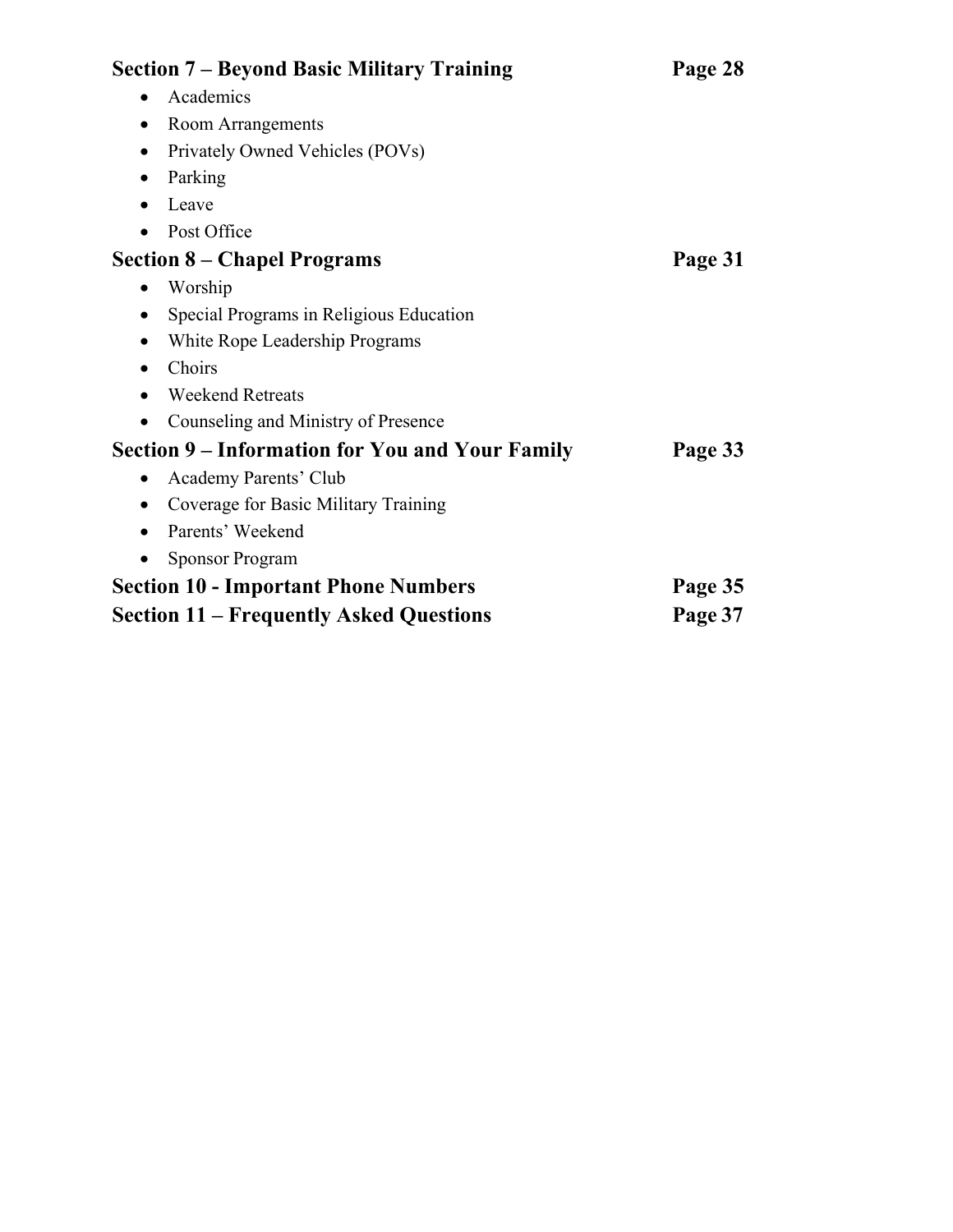**Section 7 – Beyond Basic Military Training** **Page 28**

- Academics
- Room Arrangements
- Privately Owned Vehicles (POVs)
- Parking
- Leave
- Post Office

**Section 8 – Chapel Programs** **Page 31**

- Worship
- Special Programs in Religious Education
- White Rope Leadership Programs
- Choirs
- Weekend Retreats
- Counseling and Ministry of Presence

**Section 9 – Information for You and Your Family** **Page 33**

- Academy Parents' Club
- Coverage for Basic Military Training
- Parents' Weekend
- Sponsor Program

**Section 10 - Important Phone Numbers** **Page 35**

**Section 11 – Frequently Asked Questions** **Page 37**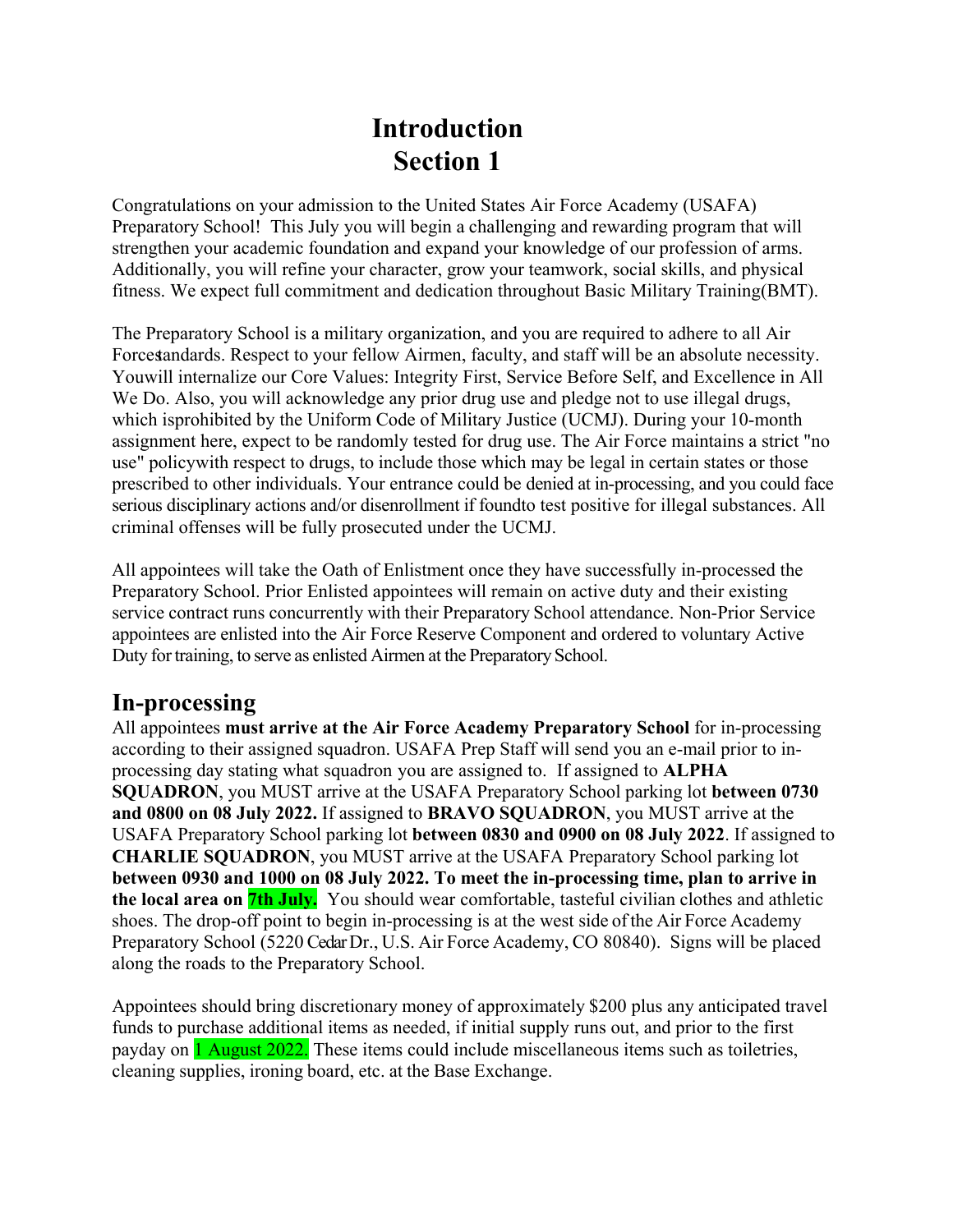# Introduction
# Section 1

Congratulations on your admission to the United States Air Force Academy (USAFA) Preparatory School! This July you will begin a challenging and rewarding program that will strengthen your academic foundation and expand your knowledge of our profession of arms. Additionally, you will refine your character, grow your teamwork, social skills, and physical fitness. We expect full commitment and dedication throughout Basic Military Training(BMT).

The Preparatory School is a military organization, and you are required to adhere to all Air Forcestandards. Respect to your fellow Airmen, faculty, and staff will be an absolute necessity. Youwill internalize our Core Values: Integrity First, Service Before Self, and Excellence in All We Do. Also, you will acknowledge any prior drug use and pledge not to use illegal drugs, which isprohibited by the Uniform Code of Military Justice (UCMJ). During your 10-month assignment here, expect to be randomly tested for drug use. The Air Force maintains a strict "no use" policywith respect to drugs, to include those which may be legal in certain states or those prescribed to other individuals. Your entrance could be denied at in-processing, and you could face serious disciplinary actions and/or disenrollment if foundto test positive for illegal substances. All criminal offenses will be fully prosecuted under the UCMJ.

All appointees will take the Oath of Enlistment once they have successfully in-processed the Preparatory School. Prior Enlisted appointees will remain on active duty and their existing service contract runs concurrently with their Preparatory School attendance. Non-Prior Service appointees are enlisted into the Air Force Reserve Component and ordered to voluntary Active Duty for training, to serve as enlisted Airmen at the Preparatory School.

## In-processing

All appointees **must arrive at the Air Force Academy Preparatory School** for in-processing according to their assigned squadron. USAFA Prep Staff will send you an e-mail prior to in-processing day stating what squadron you are assigned to. If assigned to **ALPHA SQUADRON**, you MUST arrive at the USAFA Preparatory School parking lot **between 0730 and 0800 on 08 July 2022.** If assigned to **BRAVO SQUADRON**, you MUST arrive at the USAFA Preparatory School parking lot **between 0830 and 0900 on 08 July 2022**. If assigned to **CHARLIE SQUADRON**, you MUST arrive at the USAFA Preparatory School parking lot **between 0930 and 1000 on 08 July 2022. To meet the in-processing time, plan to arrive in the local area on 7th July.** You should wear comfortable, tasteful civilian clothes and athletic shoes. The drop-off point to begin in-processing is at the west side of the Air Force Academy Preparatory School (5220 Cedar Dr., U.S. Air Force Academy, CO 80840). Signs will be placed along the roads to the Preparatory School.

Appointees should bring discretionary money of approximately $200 plus any anticipated travel funds to purchase additional items as needed, if initial supply runs out, and prior to the first payday on 1 August 2022. These items could include miscellaneous items such as toiletries, cleaning supplies, ironing board, etc. at the Base Exchange.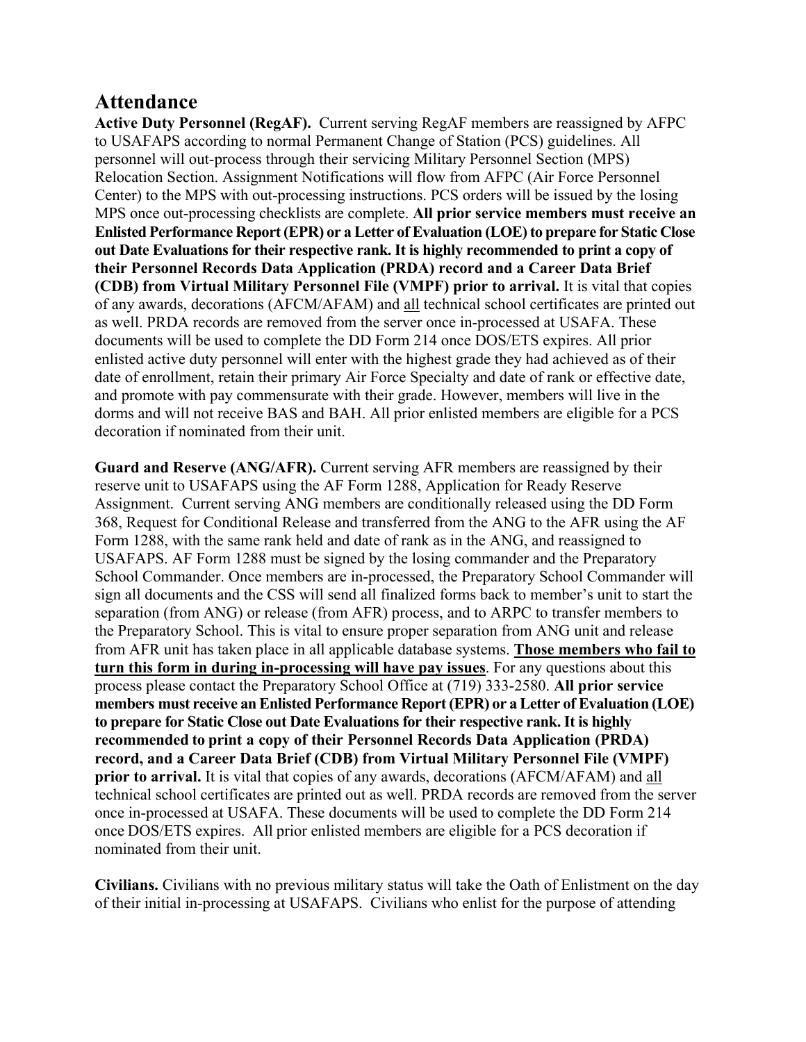## Attendance

**Active Duty Personnel (RegAF).** Current serving RegAF members are reassigned by AFPC to USAFAPS according to normal Permanent Change of Station (PCS) guidelines. All personnel will out-process through their servicing Military Personnel Section (MPS) Relocation Section. Assignment Notifications will flow from AFPC (Air Force Personnel Center) to the MPS with out-processing instructions. PCS orders will be issued by the losing MPS once out-processing checklists are complete. **All prior service members must receive an Enlisted Performance Report (EPR) or a Letter of Evaluation (LOE) to prepare for Static Close out Date Evaluations for their respective rank. It is highly recommended to print a copy of their Personnel Records Data Application (PRDA) record and a Career Data Brief (CDB) from Virtual Military Personnel File (VMPF) prior to arrival.** It is vital that copies of any awards, decorations (AFCM/AFAM) and <u>all</u> technical school certificates are printed out as well. PRDA records are removed from the server once in-processed at USAFA. These documents will be used to complete the DD Form 214 once DOS/ETS expires. All prior enlisted active duty personnel will enter with the highest grade they had achieved as of their date of enrollment, retain their primary Air Force Specialty and date of rank or effective date, and promote with pay commensurate with their grade. However, members will live in the dorms and will not receive BAS and BAH. All prior enlisted members are eligible for a PCS decoration if nominated from their unit.

**Guard and Reserve (ANG/AFR).** Current serving AFR members are reassigned by their reserve unit to USAFAPS using the AF Form 1288, Application for Ready Reserve Assignment. Current serving ANG members are conditionally released using the DD Form 368, Request for Conditional Release and transferred from the ANG to the AFR using the AF Form 1288, with the same rank held and date of rank as in the ANG, and reassigned to USAFAPS. AF Form 1288 must be signed by the losing commander and the Preparatory School Commander. Once members are in-processed, the Preparatory School Commander will sign all documents and the CSS will send all finalized forms back to member's unit to start the separation (from ANG) or release (from AFR) process, and to ARPC to transfer members to the Preparatory School. This is vital to ensure proper separation from ANG unit and release from AFR unit has taken place in all applicable database systems. **<u>Those members who fail to turn this form in during in-processing will have pay issues</u>**. For any questions about this process please contact the Preparatory School Office at (719) 333-2580. **All prior service members must receive an Enlisted Performance Report (EPR) or a Letter of Evaluation (LOE) to prepare for Static Close out Date Evaluations for their respective rank. It is highly recommended to print a copy of their Personnel Records Data Application (PRDA) record, and a Career Data Brief (CDB) from Virtual Military Personnel File (VMPF) prior to arrival.** It is vital that copies of any awards, decorations (AFCM/AFAM) and <u>all</u> technical school certificates are printed out as well. PRDA records are removed from the server once in-processed at USAFA. These documents will be used to complete the DD Form 214 once DOS/ETS expires. All prior enlisted members are eligible for a PCS decoration if nominated from their unit.

**Civilians.** Civilians with no previous military status will take the Oath of Enlistment on the day of their initial in-processing at USAFAPS. Civilians who enlist for the purpose of attending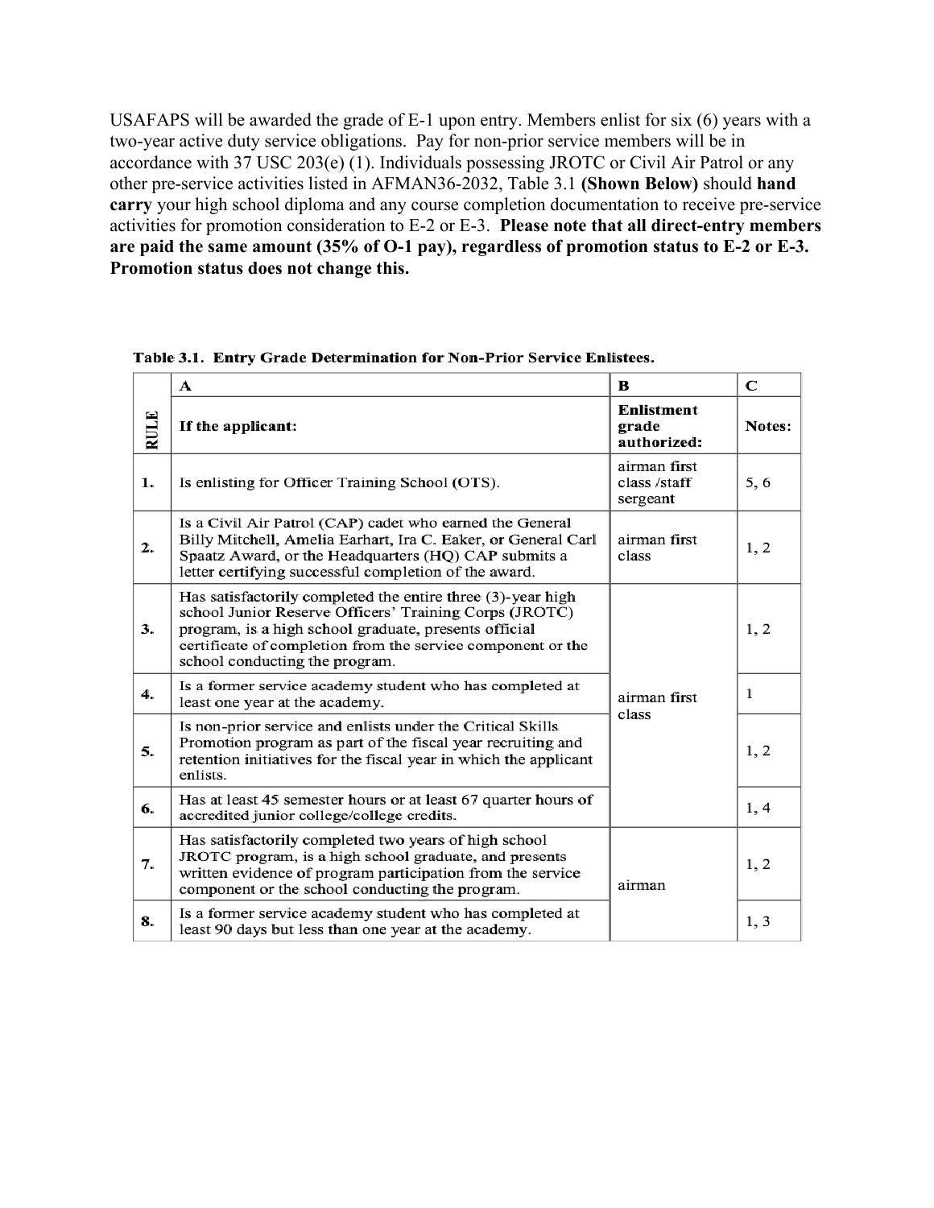USAFAPS will be awarded the grade of E-1 upon entry. Members enlist for six (6) years with a two-year active duty service obligations. Pay for non-prior service members will be in accordance with 37 USC 203(e) (1). Individuals possessing JROTC or Civil Air Patrol or any other pre-service activities listed in AFMAN36-2032, Table 3.1 **(Shown Below)** should **hand carry** your high school diploma and any course completion documentation to receive pre-service activities for promotion consideration to E-2 or E-3. **Please note that all direct-entry members are paid the same amount (35% of O-1 pay), regardless of promotion status to E-2 or E-3. Promotion status does not change this.**

**Table 3.1. Entry Grade Determination for Non-Prior Service Enlistees.**

| | A | B | C |
|---|---|---|---|
| RULE | If the applicant: | Enlistment grade authorized: | Notes: |
| 1. | Is enlisting for Officer Training School (OTS). | airman first class /staff sergeant | 5, 6 |
| 2. | Is a Civil Air Patrol (CAP) cadet who earned the General Billy Mitchell, Amelia Earhart, Ira C. Eaker, or General Carl Spaatz Award, or the Headquarters (HQ) CAP submits a letter certifying successful completion of the award. | airman first class | 1, 2 |
| 3. | Has satisfactorily completed the entire three (3)-year high school Junior Reserve Officers' Training Corps (JROTC) program, is a high school graduate, presents official certificate of completion from the service component or the school conducting the program. | airman first class | 1, 2 |
| 4. | Is a former service academy student who has completed at least one year at the academy. | | 1 |
| 5. | Is non-prior service and enlists under the Critical Skills Promotion program as part of the fiscal year recruiting and retention initiatives for the fiscal year in which the applicant enlists. | | 1, 2 |
| 6. | Has at least 45 semester hours or at least 67 quarter hours of accredited junior college/college credits. | | 1, 4 |
| 7. | Has satisfactorily completed two years of high school JROTC program, is a high school graduate, and presents written evidence of program participation from the service component or the school conducting the program. | airman | 1, 2 |
| 8. | Is a former service academy student who has completed at least 90 days but less than one year at the academy. | | 1, 3 |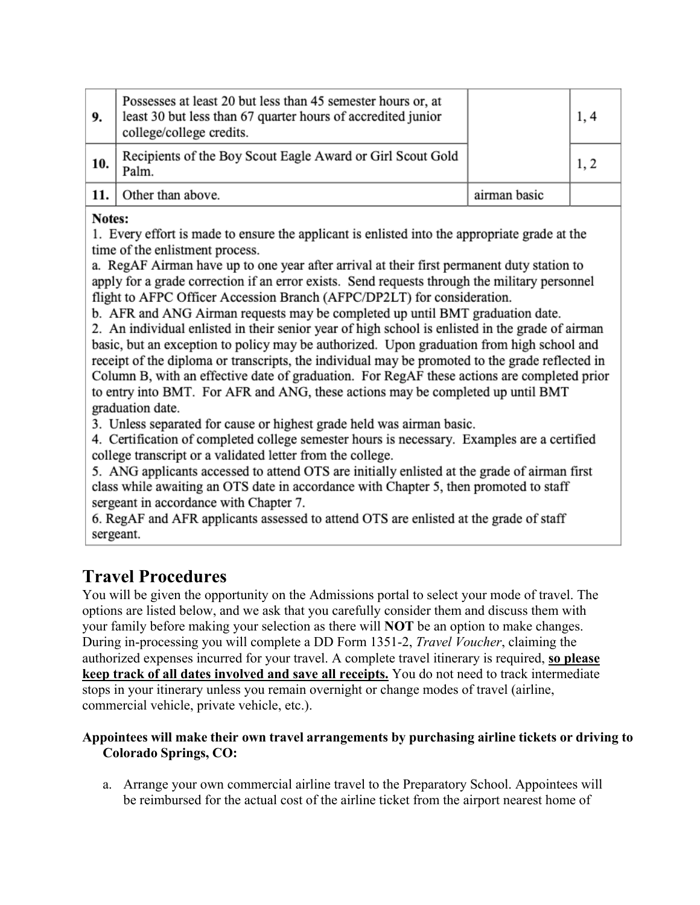| | | | |
|---|---|---|---|
| **9.** | Possesses at least 20 but less than 45 semester hours or, at least 30 but less than 67 quarter hours of accredited junior college/college credits. | | 1, 4 |
| **10.** | Recipients of the Boy Scout Eagle Award or Girl Scout Gold Palm. | | 1, 2 |
| **11.** | Other than above. | airman basic | |

**Notes:**

1. Every effort is made to ensure the applicant is enlisted into the appropriate grade at the time of the enlistment process.
   a. RegAF Airman have up to one year after arrival at their first permanent duty station to apply for a grade correction if an error exists. Send requests through the military personnel flight to AFPC Officer Accession Branch (AFPC/DP2LT) for consideration.
   b. AFR and ANG Airman requests may be completed up until BMT graduation date.
2. An individual enlisted in their senior year of high school is enlisted in the grade of airman basic, but an exception to policy may be authorized. Upon graduation from high school and receipt of the diploma or transcripts, the individual may be promoted to the grade reflected in Column B, with an effective date of graduation. For RegAF these actions are completed prior to entry into BMT. For AFR and ANG, these actions may be completed up until BMT graduation date.
3. Unless separated for cause or highest grade held was airman basic.
4. Certification of completed college semester hours is necessary. Examples are a certified college transcript or a validated letter from the college.
5. ANG applicants accessed to attend OTS are initially enlisted at the grade of airman first class while awaiting an OTS date in accordance with Chapter 5, then promoted to staff sergeant in accordance with Chapter 7.
6. RegAF and AFR applicants assessed to attend OTS are enlisted at the grade of staff sergeant.

# Travel Procedures

You will be given the opportunity on the Admissions portal to select your mode of travel. The options are listed below, and we ask that you carefully consider them and discuss them with your family before making your selection as there will **NOT** be an option to make changes. During in-processing you will complete a DD Form 1351-2, *Travel Voucher*, claiming the authorized expenses incurred for your travel. A complete travel itinerary is required, **so please keep track of all dates involved and save all receipts.** You do not need to track intermediate stops in your itinerary unless you remain overnight or change modes of travel (airline, commercial vehicle, private vehicle, etc.).

**Appointees will make their own travel arrangements by purchasing airline tickets or driving to Colorado Springs, CO:**

a. Arrange your own commercial airline travel to the Preparatory School. Appointees will be reimbursed for the actual cost of the airline ticket from the airport nearest home of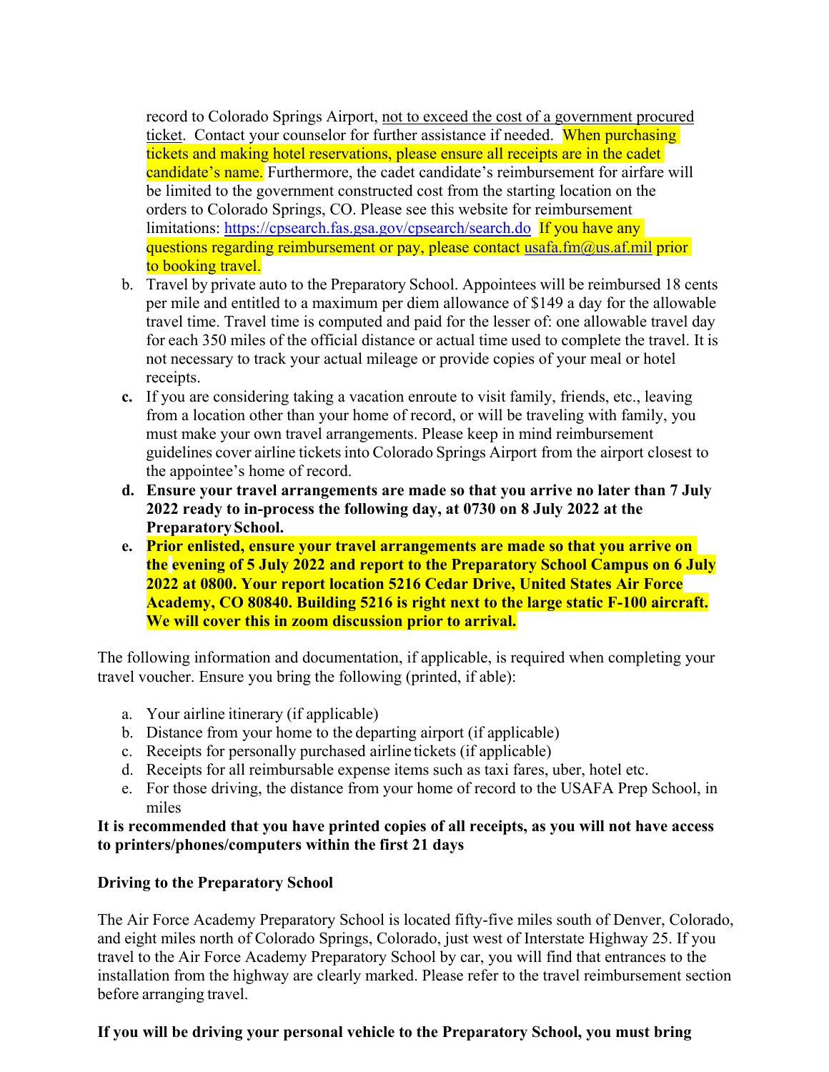record to Colorado Springs Airport, not to exceed the cost of a government procured ticket. Contact your counselor for further assistance if needed. When purchasing tickets and making hotel reservations, please ensure all receipts are in the cadet candidate's name. Furthermore, the cadet candidate's reimbursement for airfare will be limited to the government constructed cost from the starting location on the orders to Colorado Springs, CO. Please see this website for reimbursement limitations: https://cpsearch.fas.gsa.gov/cpsearch/search.do If you have any questions regarding reimbursement or pay, please contact usafa.fm@us.af.mil prior to booking travel.

b. Travel by private auto to the Preparatory School. Appointees will be reimbursed 18 cents per mile and entitled to a maximum per diem allowance of $149 a day for the allowable travel time. Travel time is computed and paid for the lesser of: one allowable travel day for each 350 miles of the official distance or actual time used to complete the travel. It is not necessary to track your actual mileage or provide copies of your meal or hotel receipts.

c. If you are considering taking a vacation enroute to visit family, friends, etc., leaving from a location other than your home of record, or will be traveling with family, you must make your own travel arrangements. Please keep in mind reimbursement guidelines cover airline tickets into Colorado Springs Airport from the airport closest to the appointee's home of record.

d. **Ensure your travel arrangements are made so that you arrive no later than 7 July 2022 ready to in-process the following day, at 0730 on 8 July 2022 at the Preparatory School.**

e. **Prior enlisted, ensure your travel arrangements are made so that you arrive on the evening of 5 July 2022 and report to the Preparatory School Campus on 6 July 2022 at 0800. Your report location 5216 Cedar Drive, United States Air Force Academy, CO 80840. Building 5216 is right next to the large static F-100 aircraft. We will cover this in zoom discussion prior to arrival.**

The following information and documentation, if applicable, is required when completing your travel voucher. Ensure you bring the following (printed, if able):

a. Your airline itinerary (if applicable)
b. Distance from your home to the departing airport (if applicable)
c. Receipts for personally purchased airline tickets (if applicable)
d. Receipts for all reimbursable expense items such as taxi fares, uber, hotel etc.
e. For those driving, the distance from your home of record to the USAFA Prep School, in miles

**It is recommended that you have printed copies of all receipts, as you will not have access to printers/phones/computers within the first 21 days**

**Driving to the Preparatory School**

The Air Force Academy Preparatory School is located fifty-five miles south of Denver, Colorado, and eight miles north of Colorado Springs, Colorado, just west of Interstate Highway 25. If you travel to the Air Force Academy Preparatory School by car, you will find that entrances to the installation from the highway are clearly marked. Please refer to the travel reimbursement section before arranging travel.

**If you will be driving your personal vehicle to the Preparatory School, you must bring**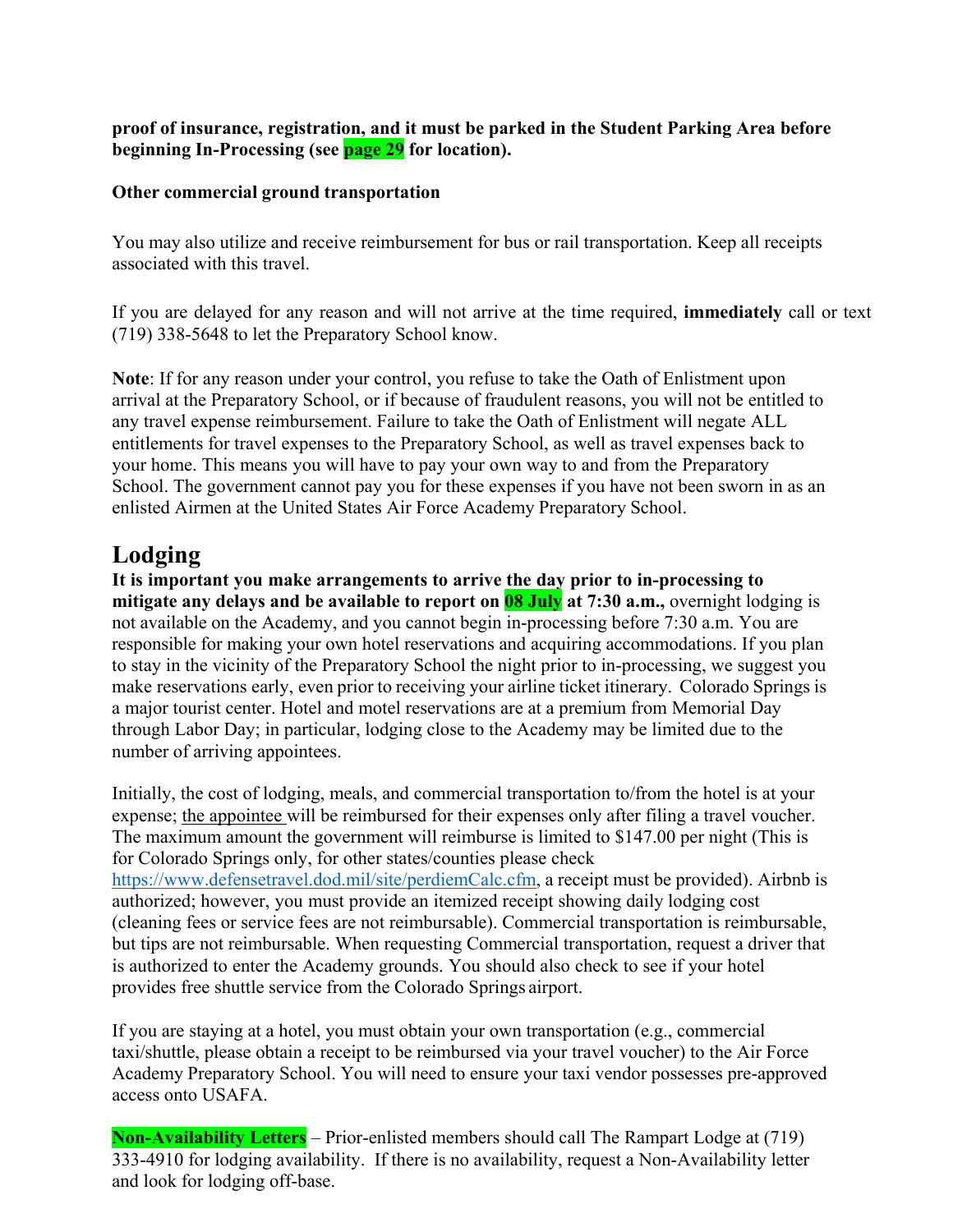**proof of insurance, registration, and it must be parked in the Student Parking Area before beginning In-Processing (see page 29 for location).**

**Other commercial ground transportation**

You may also utilize and receive reimbursement for bus or rail transportation. Keep all receipts associated with this travel.

If you are delayed for any reason and will not arrive at the time required, **immediately** call or text (719) 338-5648 to let the Preparatory School know.

**Note**: If for any reason under your control, you refuse to take the Oath of Enlistment upon arrival at the Preparatory School, or if because of fraudulent reasons, you will not be entitled to any travel expense reimbursement. Failure to take the Oath of Enlistment will negate ALL entitlements for travel expenses to the Preparatory School, as well as travel expenses back to your home. This means you will have to pay your own way to and from the Preparatory School. The government cannot pay you for these expenses if you have not been sworn in as an enlisted Airmen at the United States Air Force Academy Preparatory School.

## Lodging

**It is important you make arrangements to arrive the day prior to in-processing to mitigate any delays and be available to report on 08 July at 7:30 a.m.,** overnight lodging is not available on the Academy, and you cannot begin in-processing before 7:30 a.m. You are responsible for making your own hotel reservations and acquiring accommodations. If you plan to stay in the vicinity of the Preparatory School the night prior to in-processing, we suggest you make reservations early, even prior to receiving your airline ticket itinerary. Colorado Springs is a major tourist center. Hotel and motel reservations are at a premium from Memorial Day through Labor Day; in particular, lodging close to the Academy may be limited due to the number of arriving appointees.

Initially, the cost of lodging, meals, and commercial transportation to/from the hotel is at your expense; the appointee will be reimbursed for their expenses only after filing a travel voucher. The maximum amount the government will reimburse is limited to $147.00 per night (This is for Colorado Springs only, for other states/counties please check https://www.defensetravel.dod.mil/site/perdiemCalc.cfm, a receipt must be provided). Airbnb is authorized; however, you must provide an itemized receipt showing daily lodging cost (cleaning fees or service fees are not reimbursable). Commercial transportation is reimbursable, but tips are not reimbursable. When requesting Commercial transportation, request a driver that is authorized to enter the Academy grounds. You should also check to see if your hotel provides free shuttle service from the Colorado Springs airport.

If you are staying at a hotel, you must obtain your own transportation (e.g., commercial taxi/shuttle, please obtain a receipt to be reimbursed via your travel voucher) to the Air Force Academy Preparatory School. You will need to ensure your taxi vendor possesses pre-approved access onto USAFA.

**Non-Availability Letters** – Prior-enlisted members should call The Rampart Lodge at (719) 333-4910 for lodging availability. If there is no availability, request a Non-Availability letter and look for lodging off-base.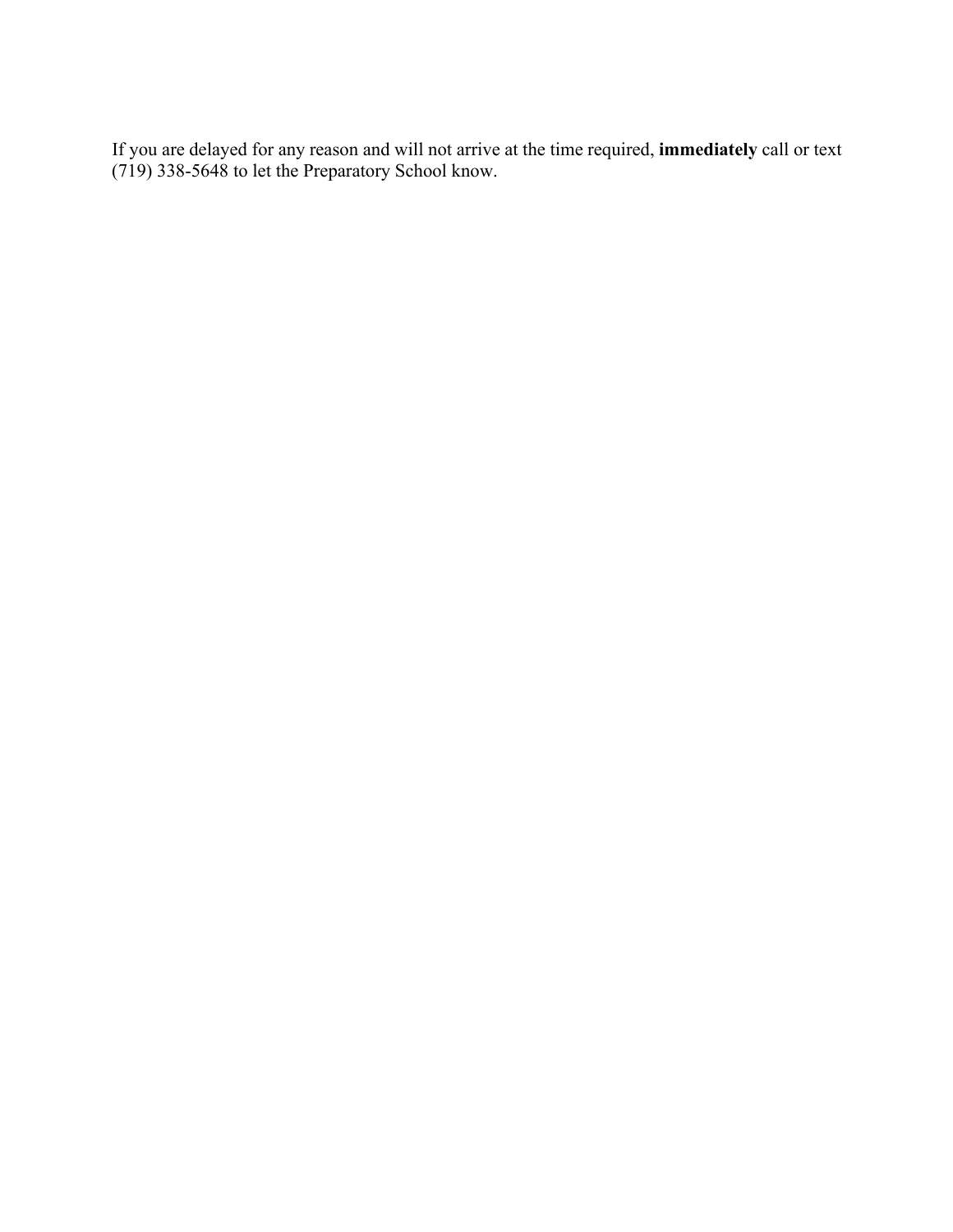If you are delayed for any reason and will not arrive at the time required, **immediately** call or text (719) 338-5648 to let the Preparatory School know.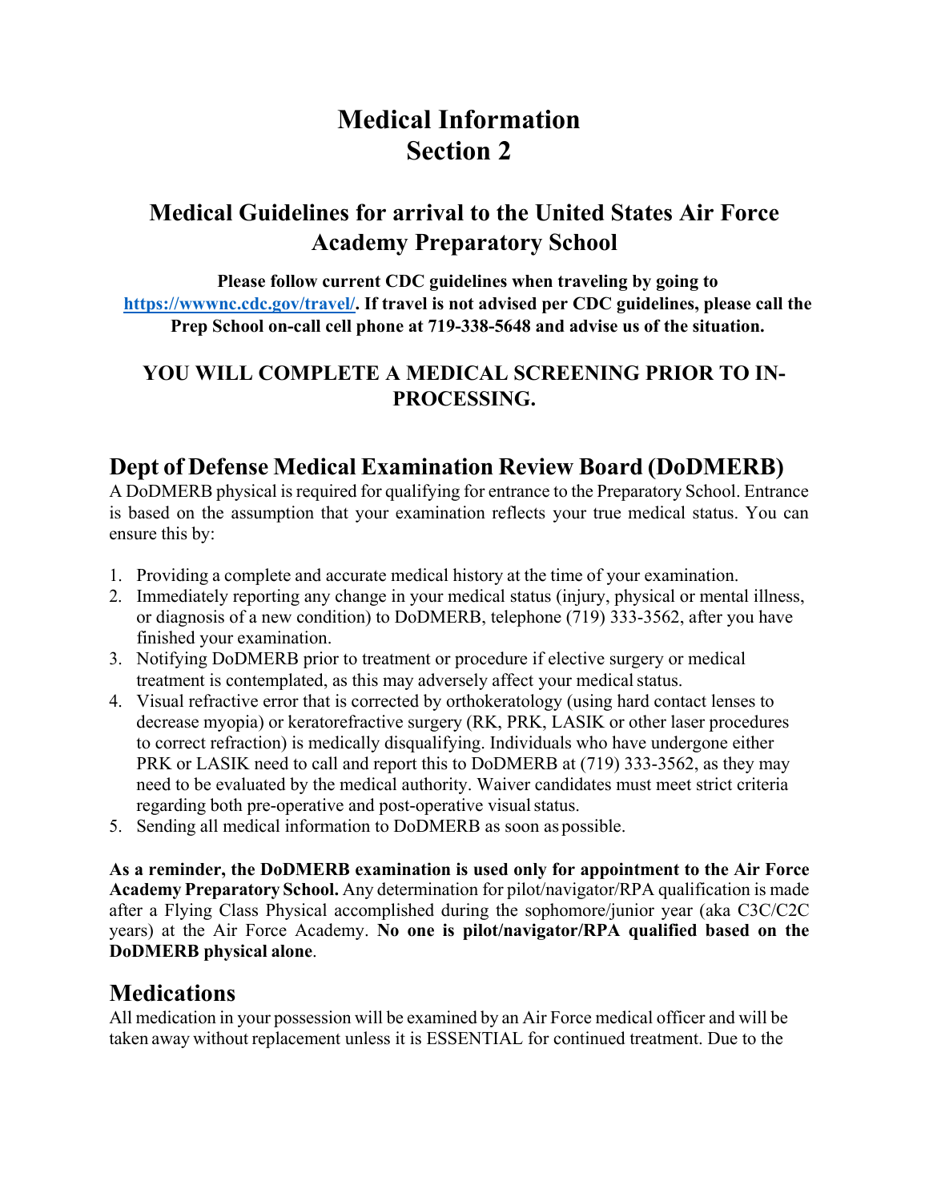# Medical Information
# Section 2

## Medical Guidelines for arrival to the United States Air Force Academy Preparatory School

**Please follow current CDC guidelines when traveling by going to [https://wwwnc.cdc.gov/travel/](https://wwwnc.cdc.gov/travel/). If travel is not advised per CDC guidelines, please call the Prep School on-call cell phone at 719-338-5648 and advise us of the situation.**

**YOU WILL COMPLETE A MEDICAL SCREENING PRIOR TO IN-PROCESSING.**

## Dept of Defense Medical Examination Review Board (DoDMERB)

A DoDMERB physical is required for qualifying for entrance to the Preparatory School. Entrance is based on the assumption that your examination reflects your true medical status. You can ensure this by:

1. Providing a complete and accurate medical history at the time of your examination.
2. Immediately reporting any change in your medical status (injury, physical or mental illness, or diagnosis of a new condition) to DoDMERB, telephone (719) 333-3562, after you have finished your examination.
3. Notifying DoDMERB prior to treatment or procedure if elective surgery or medical treatment is contemplated, as this may adversely affect your medical status.
4. Visual refractive error that is corrected by orthokeratology (using hard contact lenses to decrease myopia) or keratorefractive surgery (RK, PRK, LASIK or other laser procedures to correct refraction) is medically disqualifying. Individuals who have undergone either PRK or LASIK need to call and report this to DoDMERB at (719) 333-3562, as they may need to be evaluated by the medical authority. Waiver candidates must meet strict criteria regarding both pre-operative and post-operative visual status.
5. Sending all medical information to DoDMERB as soon as possible.

**As a reminder, the DoDMERB examination is used only for appointment to the Air Force Academy Preparatory School.** Any determination for pilot/navigator/RPA qualification is made after a Flying Class Physical accomplished during the sophomore/junior year (aka C3C/C2C years) at the Air Force Academy. **No one is pilot/navigator/RPA qualified based on the DoDMERB physical alone**.

## Medications

All medication in your possession will be examined by an Air Force medical officer and will be taken away without replacement unless it is ESSENTIAL for continued treatment. Due to the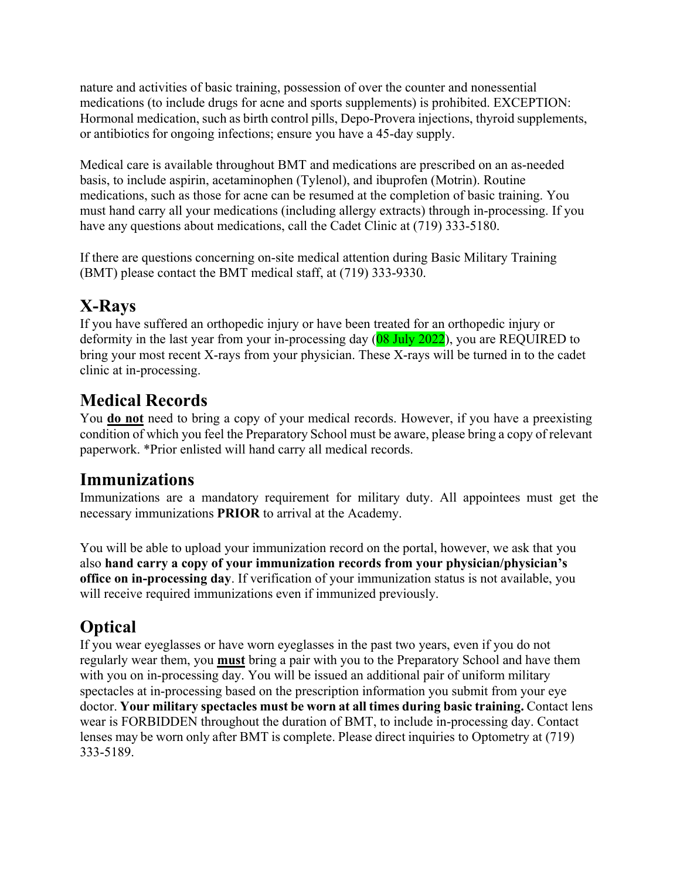nature and activities of basic training, possession of over the counter and nonessential medications (to include drugs for acne and sports supplements) is prohibited. EXCEPTION: Hormonal medication, such as birth control pills, Depo-Provera injections, thyroid supplements, or antibiotics for ongoing infections; ensure you have a 45-day supply.

Medical care is available throughout BMT and medications are prescribed on an as-needed basis, to include aspirin, acetaminophen (Tylenol), and ibuprofen (Motrin). Routine medications, such as those for acne can be resumed at the completion of basic training. You must hand carry all your medications (including allergy extracts) through in-processing. If you have any questions about medications, call the Cadet Clinic at (719) 333-5180.

If there are questions concerning on-site medical attention during Basic Military Training (BMT) please contact the BMT medical staff, at (719) 333-9330.

## X-Rays

If you have suffered an orthopedic injury or have been treated for an orthopedic injury or deformity in the last year from your in-processing day (08 July 2022), you are REQUIRED to bring your most recent X-rays from your physician. These X-rays will be turned in to the cadet clinic at in-processing.

## Medical Records

You **do not** need to bring a copy of your medical records. However, if you have a preexisting condition of which you feel the Preparatory School must be aware, please bring a copy of relevant paperwork. *Prior enlisted will hand carry all medical records.

## Immunizations

Immunizations are a mandatory requirement for military duty. All appointees must get the necessary immunizations **PRIOR** to arrival at the Academy.

You will be able to upload your immunization record on the portal, however, we ask that you also **hand carry a copy of your immunization records from your physician/physician's office on in-processing day**. If verification of your immunization status is not available, you will receive required immunizations even if immunized previously.

## Optical

If you wear eyeglasses or have worn eyeglasses in the past two years, even if you do not regularly wear them, you **must** bring a pair with you to the Preparatory School and have them with you on in-processing day. You will be issued an additional pair of uniform military spectacles at in-processing based on the prescription information you submit from your eye doctor. **Your military spectacles must be worn at all times during basic training.** Contact lens wear is FORBIDDEN throughout the duration of BMT, to include in-processing day. Contact lenses may be worn only after BMT is complete. Please direct inquiries to Optometry at (719) 333-5189.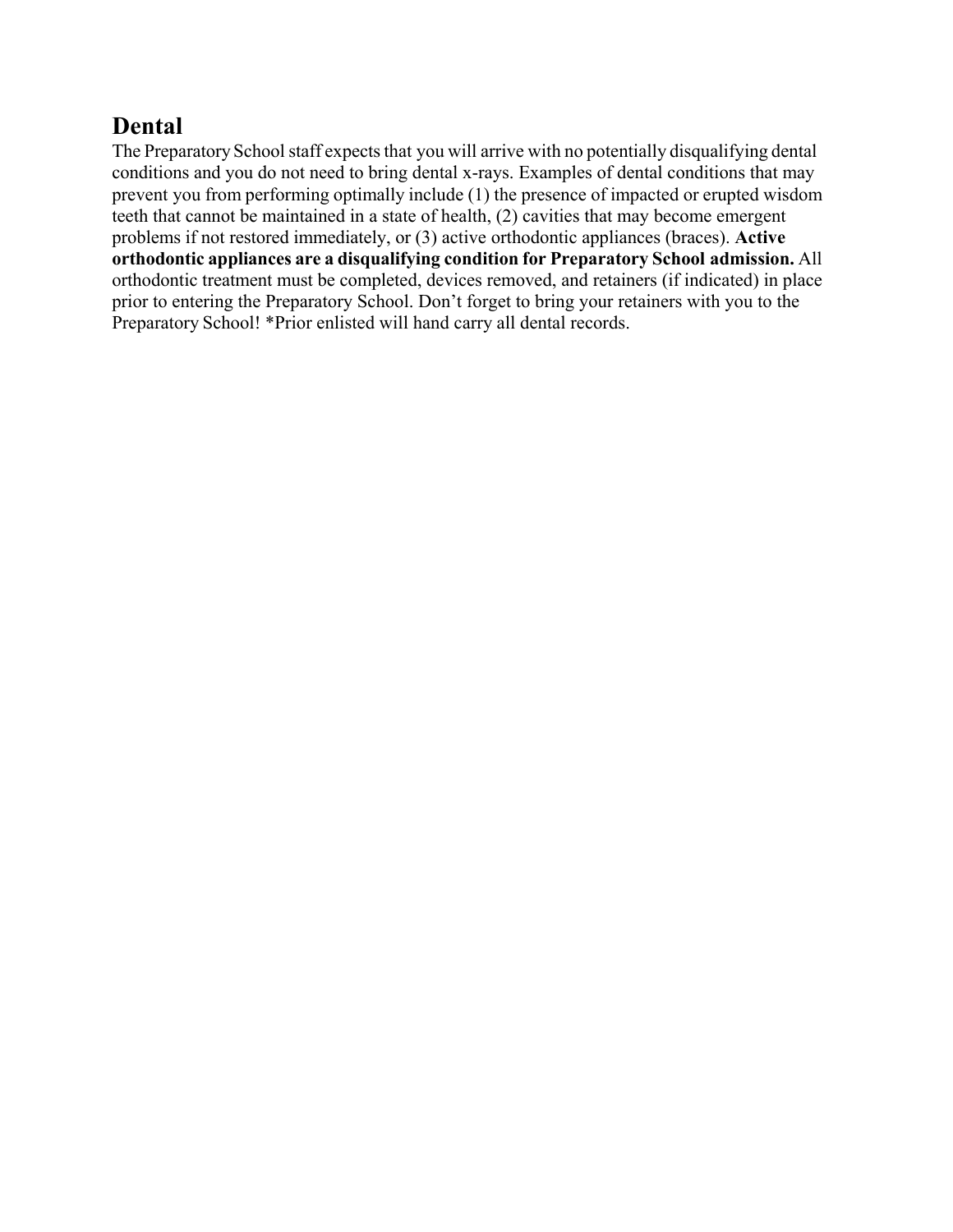## Dental

The Preparatory School staff expects that you will arrive with no potentially disqualifying dental conditions and you do not need to bring dental x-rays. Examples of dental conditions that may prevent you from performing optimally include (1) the presence of impacted or erupted wisdom teeth that cannot be maintained in a state of health, (2) cavities that may become emergent problems if not restored immediately, or (3) active orthodontic appliances (braces). **Active orthodontic appliances are a disqualifying condition for Preparatory School admission.** All orthodontic treatment must be completed, devices removed, and retainers (if indicated) in place prior to entering the Preparatory School. Don't forget to bring your retainers with you to the Preparatory School! *Prior enlisted will hand carry all dental records.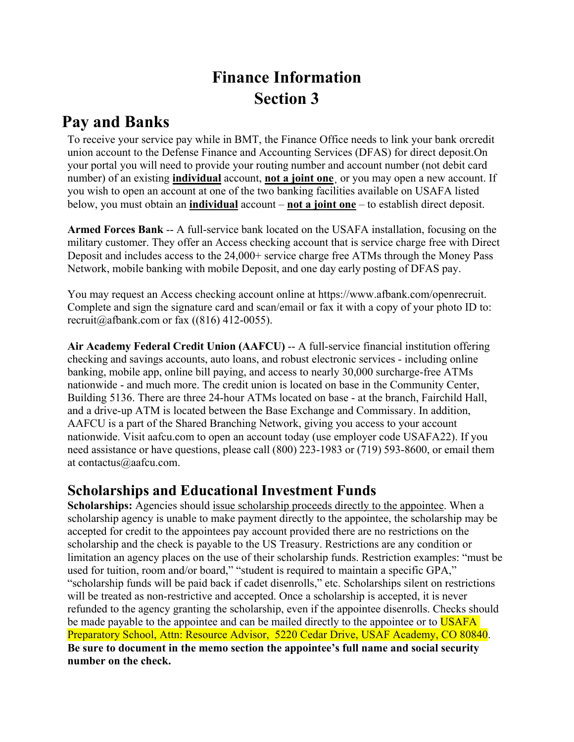# Finance Information
# Section 3

## Pay and Banks

To receive your service pay while in BMT, the Finance Office needs to link your bank orcredit union account to the Defense Finance and Accounting Services (DFAS) for direct deposit.On your portal you will need to provide your routing number and account number (not debit card number) of an existing **individual** account, **not a joint one**, or you may open a new account. If you wish to open an account at one of the two banking facilities available on USAFA listed below, you must obtain an **individual** account – **not a joint one** – to establish direct deposit.

**Armed Forces Bank** -- A full-service bank located on the USAFA installation, focusing on the military customer. They offer an Access checking account that is service charge free with Direct Deposit and includes access to the 24,000+ service charge free ATMs through the Money Pass Network, mobile banking with mobile Deposit, and one day early posting of DFAS pay.

You may request an Access checking account online at https://www.afbank.com/openrecruit. Complete and sign the signature card and scan/email or fax it with a copy of your photo ID to: recruit@afbank.com or fax ((816) 412-0055).

**Air Academy Federal Credit Union (AAFCU)** -- A full-service financial institution offering checking and savings accounts, auto loans, and robust electronic services - including online banking, mobile app, online bill paying, and access to nearly 30,000 surcharge-free ATMs nationwide - and much more. The credit union is located on base in the Community Center, Building 5136. There are three 24-hour ATMs located on base - at the branch, Fairchild Hall, and a drive-up ATM is located between the Base Exchange and Commissary. In addition, AAFCU is a part of the Shared Branching Network, giving you access to your account nationwide. Visit aafcu.com to open an account today (use employer code USAFA22). If you need assistance or have questions, please call (800) 223-1983 or (719) 593-8600, or email them at contactus@aafcu.com.

## Scholarships and Educational Investment Funds

**Scholarships:** Agencies should issue scholarship proceeds directly to the appointee. When a scholarship agency is unable to make payment directly to the appointee, the scholarship may be accepted for credit to the appointees pay account provided there are no restrictions on the scholarship and the check is payable to the US Treasury. Restrictions are any condition or limitation an agency places on the use of their scholarship funds. Restriction examples: "must be used for tuition, room and/or board," "student is required to maintain a specific GPA," "scholarship funds will be paid back if cadet disenrolls," etc. Scholarships silent on restrictions will be treated as non-restrictive and accepted. Once a scholarship is accepted, it is never refunded to the agency granting the scholarship, even if the appointee disenrolls. Checks should be made payable to the appointee and can be mailed directly to the appointee or to USAFA Preparatory School, Attn: Resource Advisor, 5220 Cedar Drive, USAF Academy, CO 80840. **Be sure to document in the memo section the appointee's full name and social security number on the check.**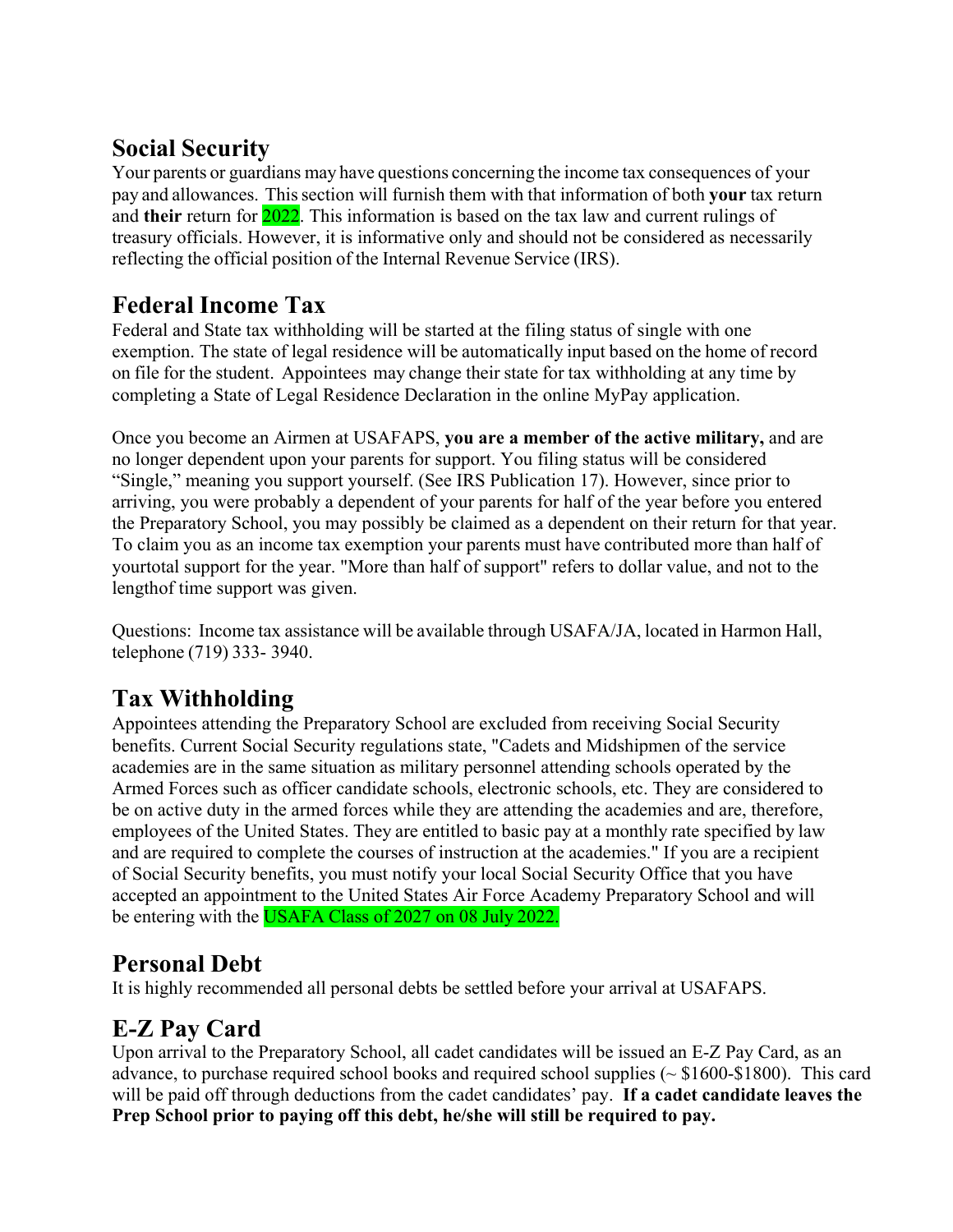## Social Security

Your parents or guardians may have questions concerning the income tax consequences of your pay and allowances. This section will furnish them with that information of both **your** tax return and **their** return for 2022. This information is based on the tax law and current rulings of treasury officials. However, it is informative only and should not be considered as necessarily reflecting the official position of the Internal Revenue Service (IRS).

## Federal Income Tax

Federal and State tax withholding will be started at the filing status of single with one exemption. The state of legal residence will be automatically input based on the home of record on file for the student. Appointees may change their state for tax withholding at any time by completing a State of Legal Residence Declaration in the online MyPay application.

Once you become an Airmen at USAFAPS, **you are a member of the active military,** and are no longer dependent upon your parents for support. You filing status will be considered "Single," meaning you support yourself. (See IRS Publication 17). However, since prior to arriving, you were probably a dependent of your parents for half of the year before you entered the Preparatory School, you may possibly be claimed as a dependent on their return for that year. To claim you as an income tax exemption your parents must have contributed more than half of yourtotal support for the year. "More than half of support" refers to dollar value, and not to the lengthof time support was given.

Questions: Income tax assistance will be available through USAFA/JA, located in Harmon Hall, telephone (719) 333- 3940.

## Tax Withholding

Appointees attending the Preparatory School are excluded from receiving Social Security benefits. Current Social Security regulations state, "Cadets and Midshipmen of the service academies are in the same situation as military personnel attending schools operated by the Armed Forces such as officer candidate schools, electronic schools, etc. They are considered to be on active duty in the armed forces while they are attending the academies and are, therefore, employees of the United States. They are entitled to basic pay at a monthly rate specified by law and are required to complete the courses of instruction at the academies." If you are a recipient of Social Security benefits, you must notify your local Social Security Office that you have accepted an appointment to the United States Air Force Academy Preparatory School and will be entering with the USAFA Class of 2027 on 08 July 2022.

## Personal Debt

It is highly recommended all personal debts be settled before your arrival at USAFAPS.

## E-Z Pay Card

Upon arrival to the Preparatory School, all cadet candidates will be issued an E-Z Pay Card, as an advance, to purchase required school books and required school supplies (~ $1600-$1800). This card will be paid off through deductions from the cadet candidates' pay. **If a cadet candidate leaves the Prep School prior to paying off this debt, he/she will still be required to pay.**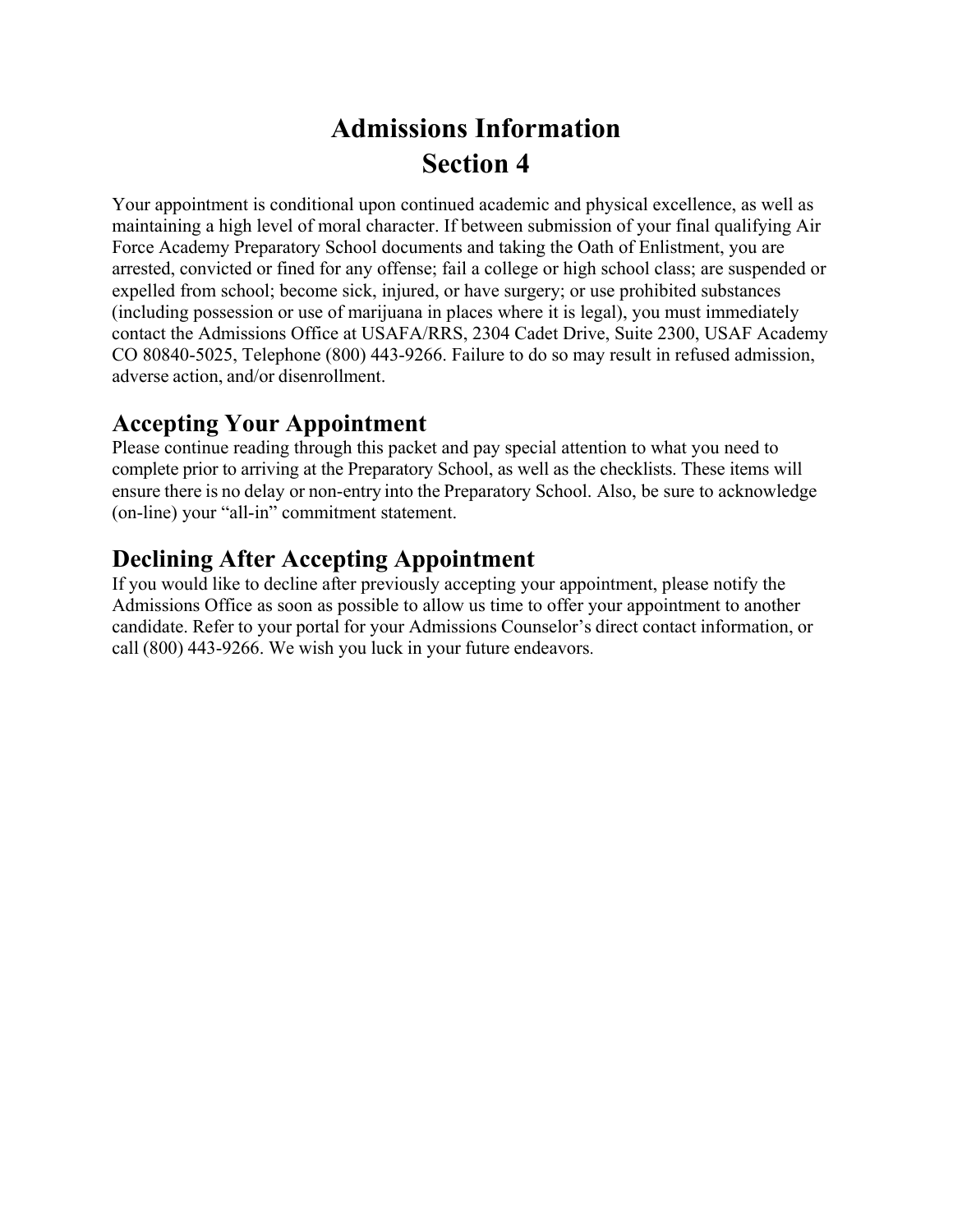# Admissions Information
# Section 4

Your appointment is conditional upon continued academic and physical excellence, as well as maintaining a high level of moral character. If between submission of your final qualifying Air Force Academy Preparatory School documents and taking the Oath of Enlistment, you are arrested, convicted or fined for any offense; fail a college or high school class; are suspended or expelled from school; become sick, injured, or have surgery; or use prohibited substances (including possession or use of marijuana in places where it is legal), you must immediately contact the Admissions Office at USAFA/RRS, 2304 Cadet Drive, Suite 2300, USAF Academy CO 80840-5025, Telephone (800) 443-9266. Failure to do so may result in refused admission, adverse action, and/or disenrollment.

## Accepting Your Appointment

Please continue reading through this packet and pay special attention to what you need to complete prior to arriving at the Preparatory School, as well as the checklists. These items will ensure there is no delay or non-entry into the Preparatory School. Also, be sure to acknowledge (on-line) your "all-in" commitment statement.

## Declining After Accepting Appointment

If you would like to decline after previously accepting your appointment, please notify the Admissions Office as soon as possible to allow us time to offer your appointment to another candidate. Refer to your portal for your Admissions Counselor's direct contact information, or call (800) 443-9266. We wish you luck in your future endeavors.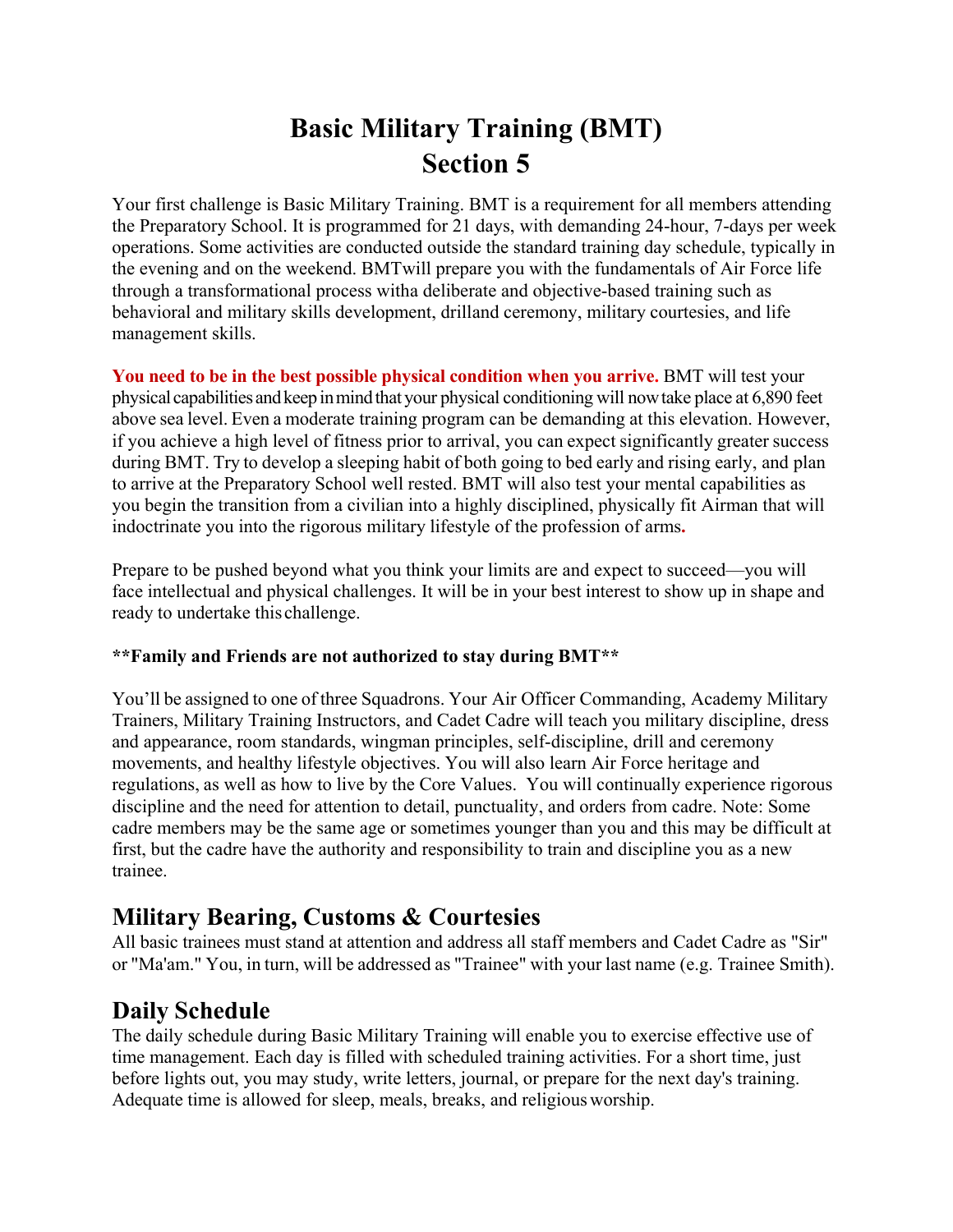# Basic Military Training (BMT)
# Section 5

Your first challenge is Basic Military Training. BMT is a requirement for all members attending the Preparatory School. It is programmed for 21 days, with demanding 24-hour, 7-days per week operations. Some activities are conducted outside the standard training day schedule, typically in the evening and on the weekend. BMTwill prepare you with the fundamentals of Air Force life through a transformational process witha deliberate and objective-based training such as behavioral and military skills development, drilland ceremony, military courtesies, and life management skills.

**You need to be in the best possible physical condition when you arrive.** BMT will test your physical capabilities and keep in mind that your physical conditioning will now take place at 6,890 feet above sea level. Even a moderate training program can be demanding at this elevation. However, if you achieve a high level of fitness prior to arrival, you can expect significantly greater success during BMT. Try to develop a sleeping habit of both going to bed early and rising early, and plan to arrive at the Preparatory School well rested. BMT will also test your mental capabilities as you begin the transition from a civilian into a highly disciplined, physically fit Airman that will indoctrinate you into the rigorous military lifestyle of the profession of arms.

Prepare to be pushed beyond what you think your limits are and expect to succeed—you will face intellectual and physical challenges. It will be in your best interest to show up in shape and ready to undertake this challenge.

**\*\*Family and Friends are not authorized to stay during BMT\*\***

You'll be assigned to one of three Squadrons. Your Air Officer Commanding, Academy Military Trainers, Military Training Instructors, and Cadet Cadre will teach you military discipline, dress and appearance, room standards, wingman principles, self-discipline, drill and ceremony movements, and healthy lifestyle objectives. You will also learn Air Force heritage and regulations, as well as how to live by the Core Values. You will continually experience rigorous discipline and the need for attention to detail, punctuality, and orders from cadre. Note: Some cadre members may be the same age or sometimes younger than you and this may be difficult at first, but the cadre have the authority and responsibility to train and discipline you as a new trainee.

## Military Bearing, Customs & Courtesies

All basic trainees must stand at attention and address all staff members and Cadet Cadre as "Sir" or "Ma'am." You, in turn, will be addressed as "Trainee" with your last name (e.g. Trainee Smith).

## Daily Schedule

The daily schedule during Basic Military Training will enable you to exercise effective use of time management. Each day is filled with scheduled training activities. For a short time, just before lights out, you may study, write letters, journal, or prepare for the next day's training. Adequate time is allowed for sleep, meals, breaks, and religious worship.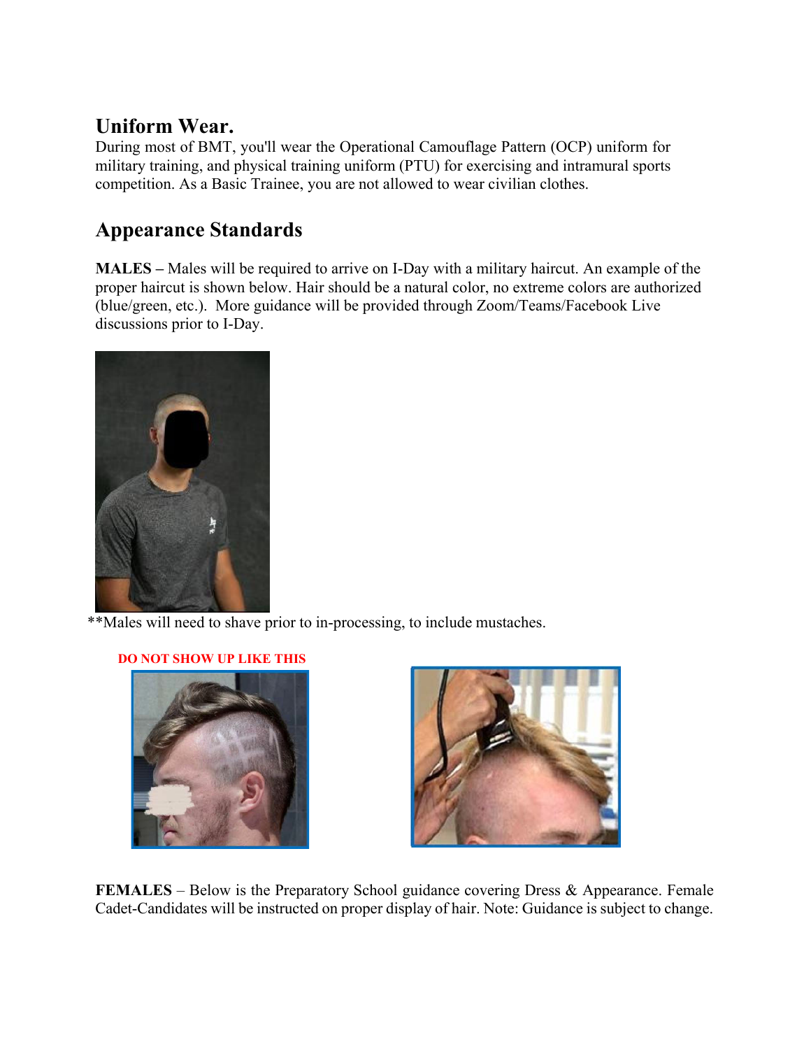## Uniform Wear.

During most of BMT, you'll wear the Operational Camouflage Pattern (OCP) uniform for military training, and physical training uniform (PTU) for exercising and intramural sports competition. As a Basic Trainee, you are not allowed to wear civilian clothes.

## Appearance Standards

**MALES –** Males will be required to arrive on I-Day with a military haircut. An example of the proper haircut is shown below. Hair should be a natural color, no extreme colors are authorized (blue/green, etc.). More guidance will be provided through Zoom/Teams/Facebook Live discussions prior to I-Day.

**Males will need to shave prior to in-processing, to include mustaches.

DO NOT SHOW UP LIKE THIS

**FEMALES** – Below is the Preparatory School guidance covering Dress & Appearance. Female Cadet-Candidates will be instructed on proper display of hair. Note: Guidance is subject to change.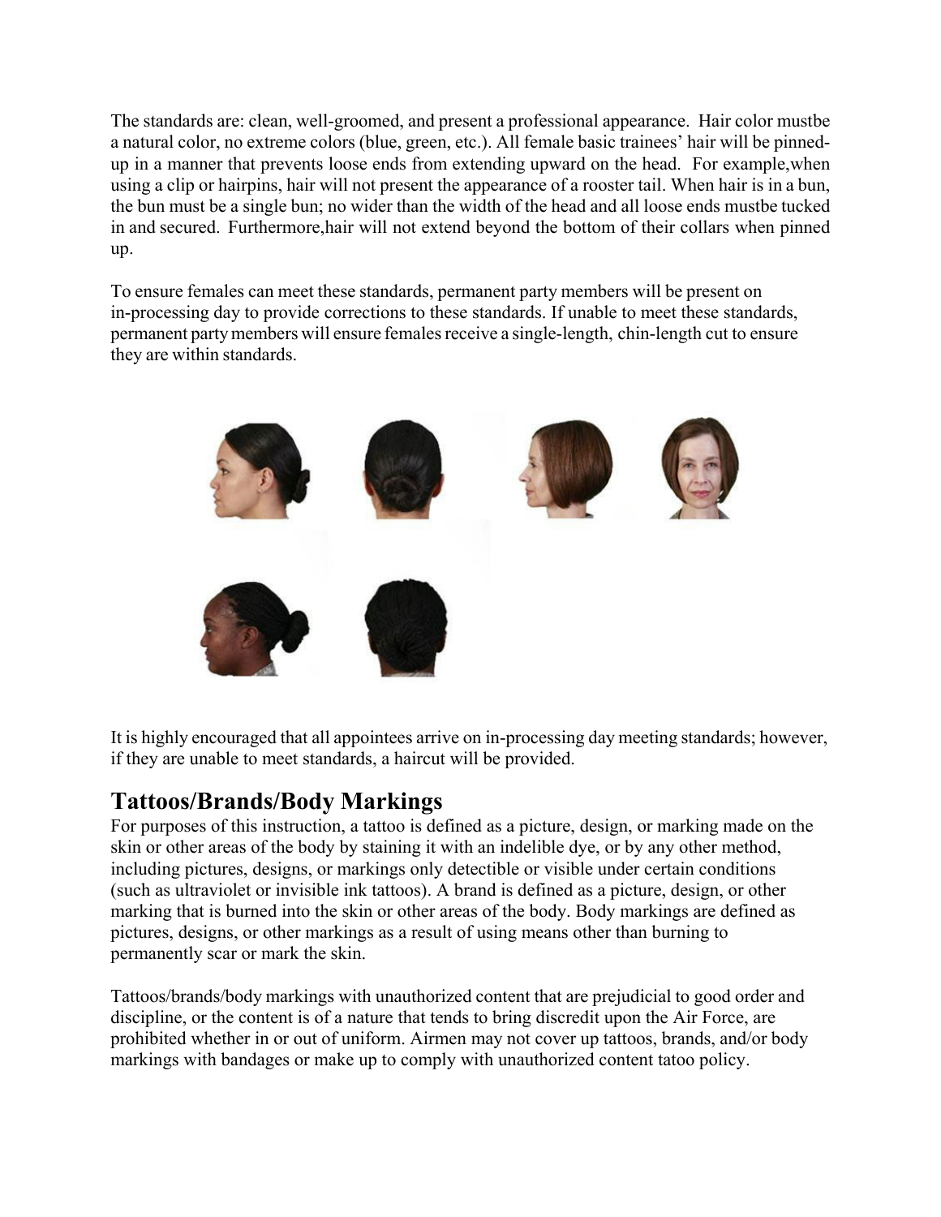The standards are: clean, well-groomed, and present a professional appearance. Hair color mustbe a natural color, no extreme colors (blue, green, etc.). All female basic trainees' hair will be pinned-up in a manner that prevents loose ends from extending upward on the head. For example,when using a clip or hairpins, hair will not present the appearance of a rooster tail. When hair is in a bun, the bun must be a single bun; no wider than the width of the head and all loose ends mustbe tucked in and secured. Furthermore,hair will not extend beyond the bottom of their collars when pinned up.

To ensure females can meet these standards, permanent party members will be present on in-processing day to provide corrections to these standards. If unable to meet these standards, permanent party members will ensure females receive a single-length, chin-length cut to ensure they are within standards.

It is highly encouraged that all appointees arrive on in-processing day meeting standards; however, if they are unable to meet standards, a haircut will be provided.

## Tattoos/Brands/Body Markings

For purposes of this instruction, a tattoo is defined as a picture, design, or marking made on the skin or other areas of the body by staining it with an indelible dye, or by any other method, including pictures, designs, or markings only detectible or visible under certain conditions (such as ultraviolet or invisible ink tattoos). A brand is defined as a picture, design, or other marking that is burned into the skin or other areas of the body. Body markings are defined as pictures, designs, or other markings as a result of using means other than burning to permanently scar or mark the skin.

Tattoos/brands/body markings with unauthorized content that are prejudicial to good order and discipline, or the content is of a nature that tends to bring discredit upon the Air Force, are prohibited whether in or out of uniform. Airmen may not cover up tattoos, brands, and/or body markings with bandages or make up to comply with unauthorized content tatoo policy.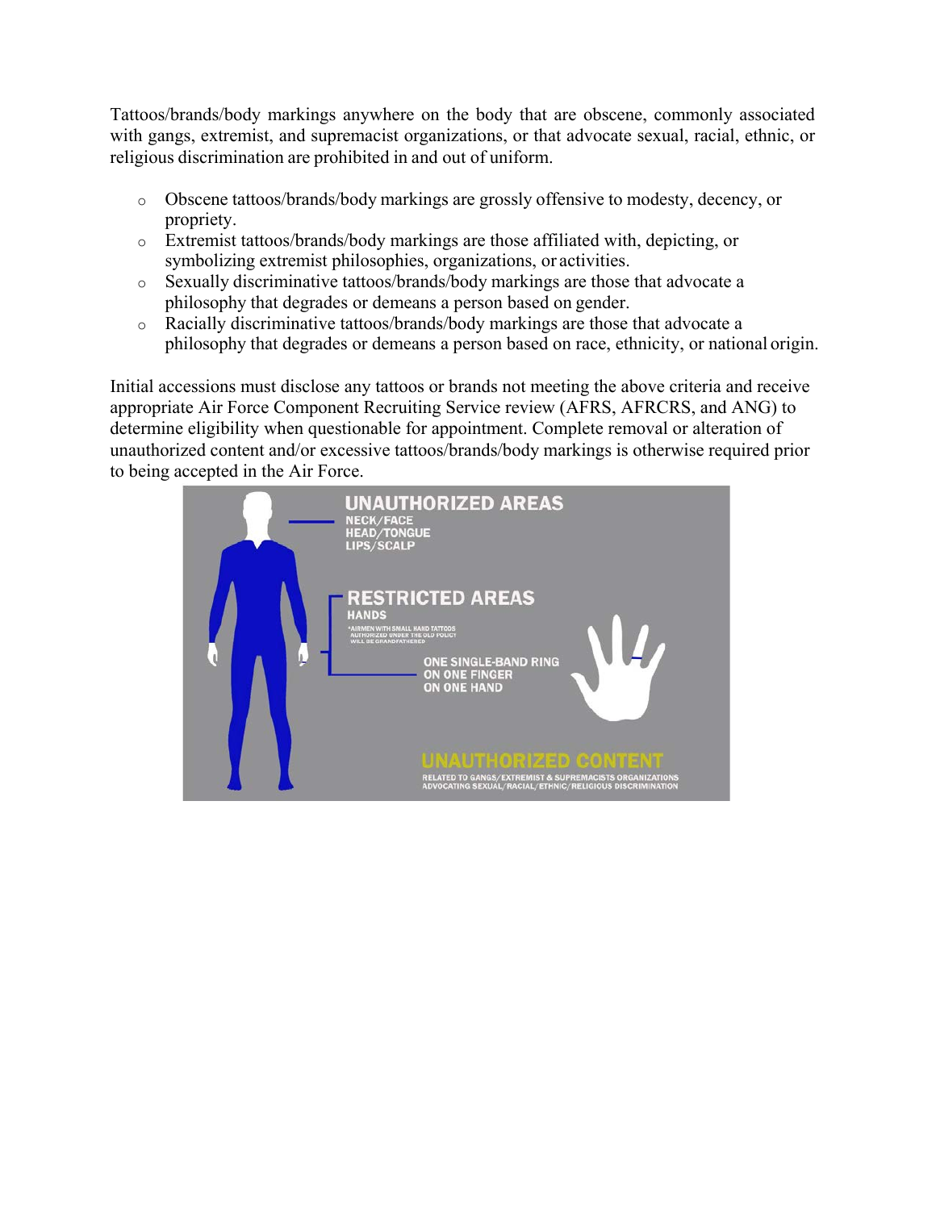Tattoos/brands/body markings anywhere on the body that are obscene, commonly associated with gangs, extremist, and supremacist organizations, or that advocate sexual, racial, ethnic, or religious discrimination are prohibited in and out of uniform.

- Obscene tattoos/brands/body markings are grossly offensive to modesty, decency, or propriety.
- Extremist tattoos/brands/body markings are those affiliated with, depicting, or symbolizing extremist philosophies, organizations, or activities.
- Sexually discriminative tattoos/brands/body markings are those that advocate a philosophy that degrades or demeans a person based on gender.
- Racially discriminative tattoos/brands/body markings are those that advocate a philosophy that degrades or demeans a person based on race, ethnicity, or national origin.

Initial accessions must disclose any tattoos or brands not meeting the above criteria and receive appropriate Air Force Component Recruiting Service review (AFRS, AFRCRS, and ANG) to determine eligibility when questionable for appointment. Complete removal or alteration of unauthorized content and/or excessive tattoos/brands/body markings is otherwise required prior to being accepted in the Air Force.

**UNAUTHORIZED AREAS**
NECK/FACE
HEAD/TONGUE
LIPS/SCALP

**RESTRICTED AREAS**
HANDS
*AIRMEN WITH SMALL HAND TATTOOS AUTHORIZED UNDER THE OLD POLICY WILL BE GRANDFATHERED

ONE SINGLE-BAND RING ON ONE FINGER ON ONE HAND

**UNAUTHORIZED CONTENT**
RELATED TO GANGS/EXTREMIST & SUPREMACISTS ORGANIZATIONS ADVOCATING SEXUAL/RACIAL/ETHNIC/RELIGIOUS DISCRIMINATION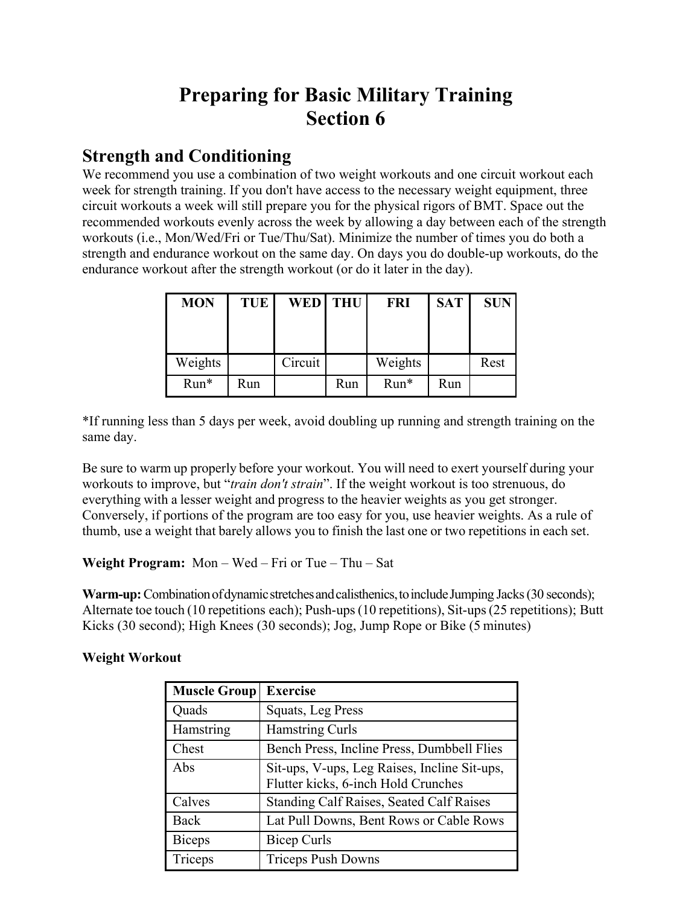# Preparing for Basic Military Training
# Section 6

## Strength and Conditioning

We recommend you use a combination of two weight workouts and one circuit workout each week for strength training. If you don't have access to the necessary weight equipment, three circuit workouts a week will still prepare you for the physical rigors of BMT. Space out the recommended workouts evenly across the week by allowing a day between each of the strength workouts (i.e., Mon/Wed/Fri or Tue/Thu/Sat). Minimize the number of times you do both a strength and endurance workout on the same day. On days you do double-up workouts, do the endurance workout after the strength workout (or do it later in the day).

| MON | TUE | WED | THU | FRI | SAT | SUN |
|---|---|---|---|---|---|---|
| Weights | | Circuit | | Weights | | Rest |
| Run* | Run | | Run | Run* | Run | |

*If running less than 5 days per week, avoid doubling up running and strength training on the same day.

Be sure to warm up properly before your workout. You will need to exert yourself during your workouts to improve, but "*train don't strain*". If the weight workout is too strenuous, do everything with a lesser weight and progress to the heavier weights as you get stronger. Conversely, if portions of the program are too easy for you, use heavier weights. As a rule of thumb, use a weight that barely allows you to finish the last one or two repetitions in each set.

**Weight Program:** Mon – Wed – Fri or Tue – Thu – Sat

**Warm-up:** Combination of dynamic stretches and calisthenics, to include Jumping Jacks (30 seconds); Alternate toe touch (10 repetitions each); Push-ups (10 repetitions), Sit-ups (25 repetitions); Butt Kicks (30 second); High Knees (30 seconds); Jog, Jump Rope or Bike (5 minutes)

**Weight Workout**

| Muscle Group | Exercise |
|---|---|
| Quads | Squats, Leg Press |
| Hamstring | Hamstring Curls |
| Chest | Bench Press, Incline Press, Dumbbell Flies |
| Abs | Sit-ups, V-ups, Leg Raises, Incline Sit-ups, Flutter kicks, 6-inch Hold Crunches |
| Calves | Standing Calf Raises, Seated Calf Raises |
| Back | Lat Pull Downs, Bent Rows or Cable Rows |
| Biceps | Bicep Curls |
| Triceps | Triceps Push Downs |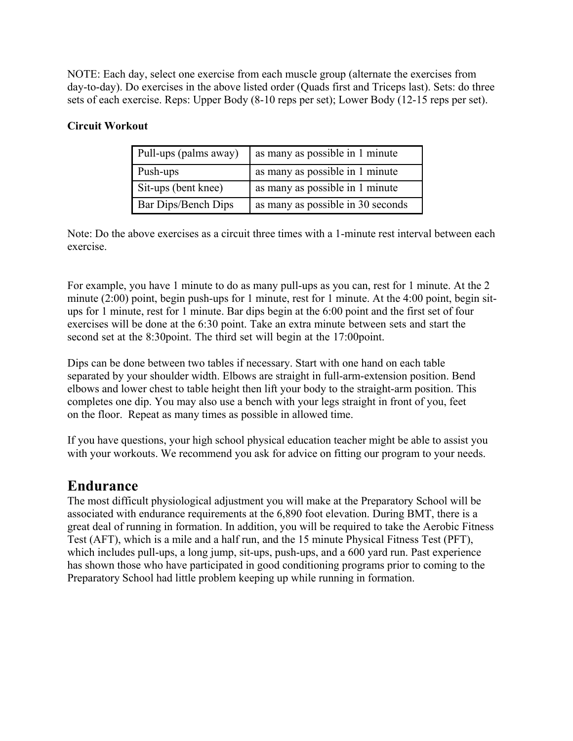NOTE: Each day, select one exercise from each muscle group (alternate the exercises from day-to-day). Do exercises in the above listed order (Quads first and Triceps last). Sets: do three sets of each exercise. Reps: Upper Body (8-10 reps per set); Lower Body (12-15 reps per set).

**Circuit Workout**

| Pull-ups (palms away) | as many as possible in 1 minute |
|---|---|
| Push-ups | as many as possible in 1 minute |
| Sit-ups (bent knee) | as many as possible in 1 minute |
| Bar Dips/Bench Dips | as many as possible in 30 seconds |

Note: Do the above exercises as a circuit three times with a 1-minute rest interval between each exercise.

For example, you have 1 minute to do as many pull-ups as you can, rest for 1 minute. At the 2 minute (2:00) point, begin push-ups for 1 minute, rest for 1 minute. At the 4:00 point, begin sit-ups for 1 minute, rest for 1 minute. Bar dips begin at the 6:00 point and the first set of four exercises will be done at the 6:30 point. Take an extra minute between sets and start the second set at the 8:30point. The third set will begin at the 17:00point.

Dips can be done between two tables if necessary. Start with one hand on each table separated by your shoulder width. Elbows are straight in full-arm-extension position. Bend elbows and lower chest to table height then lift your body to the straight-arm position. This completes one dip. You may also use a bench with your legs straight in front of you, feet on the floor. Repeat as many times as possible in allowed time.

If you have questions, your high school physical education teacher might be able to assist you with your workouts. We recommend you ask for advice on fitting our program to your needs.

## Endurance

The most difficult physiological adjustment you will make at the Preparatory School will be associated with endurance requirements at the 6,890 foot elevation. During BMT, there is a great deal of running in formation. In addition, you will be required to take the Aerobic Fitness Test (AFT), which is a mile and a half run, and the 15 minute Physical Fitness Test (PFT), which includes pull-ups, a long jump, sit-ups, push-ups, and a 600 yard run. Past experience has shown those who have participated in good conditioning programs prior to coming to the Preparatory School had little problem keeping up while running in formation.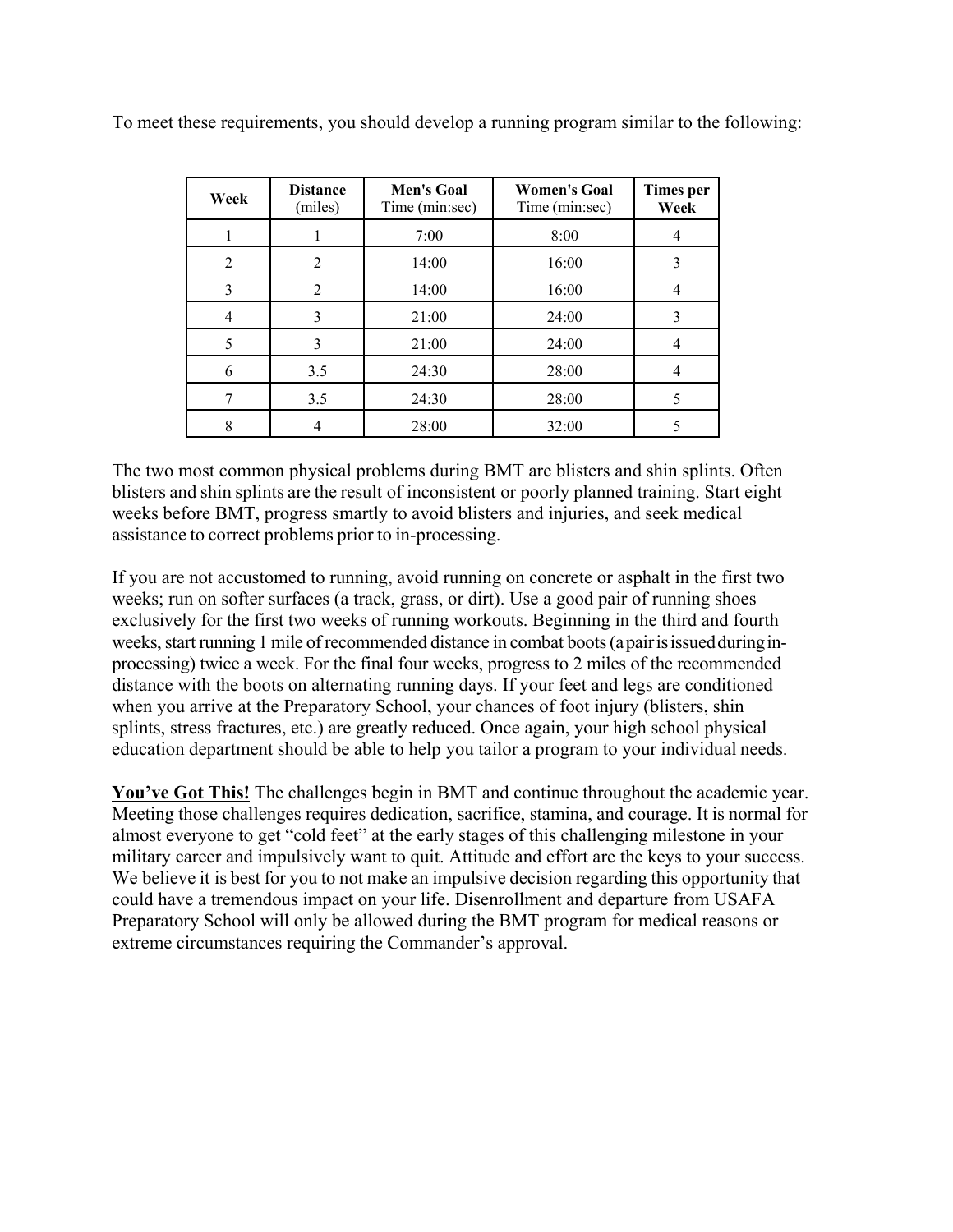To meet these requirements, you should develop a running program similar to the following:

| Week | Distance (miles) | Men's Goal Time (min:sec) | Women's Goal Time (min:sec) | Times per Week |
|---|---|---|---|---|
| 1 | 1 | 7:00 | 8:00 | 4 |
| 2 | 2 | 14:00 | 16:00 | 3 |
| 3 | 2 | 14:00 | 16:00 | 4 |
| 4 | 3 | 21:00 | 24:00 | 3 |
| 5 | 3 | 21:00 | 24:00 | 4 |
| 6 | 3.5 | 24:30 | 28:00 | 4 |
| 7 | 3.5 | 24:30 | 28:00 | 5 |
| 8 | 4 | 28:00 | 32:00 | 5 |

The two most common physical problems during BMT are blisters and shin splints. Often blisters and shin splints are the result of inconsistent or poorly planned training. Start eight weeks before BMT, progress smartly to avoid blisters and injuries, and seek medical assistance to correct problems prior to in-processing.

If you are not accustomed to running, avoid running on concrete or asphalt in the first two weeks; run on softer surfaces (a track, grass, or dirt). Use a good pair of running shoes exclusively for the first two weeks of running workouts. Beginning in the third and fourth weeks, start running 1 mile of recommended distance in combat boots (a pair is issued during in-processing) twice a week. For the final four weeks, progress to 2 miles of the recommended distance with the boots on alternating running days. If your feet and legs are conditioned when you arrive at the Preparatory School, your chances of foot injury (blisters, shin splints, stress fractures, etc.) are greatly reduced. Once again, your high school physical education department should be able to help you tailor a program to your individual needs.

**You've Got This!** The challenges begin in BMT and continue throughout the academic year. Meeting those challenges requires dedication, sacrifice, stamina, and courage. It is normal for almost everyone to get "cold feet" at the early stages of this challenging milestone in your military career and impulsively want to quit. Attitude and effort are the keys to your success. We believe it is best for you to not make an impulsive decision regarding this opportunity that could have a tremendous impact on your life. Disenrollment and departure from USAFA Preparatory School will only be allowed during the BMT program for medical reasons or extreme circumstances requiring the Commander's approval.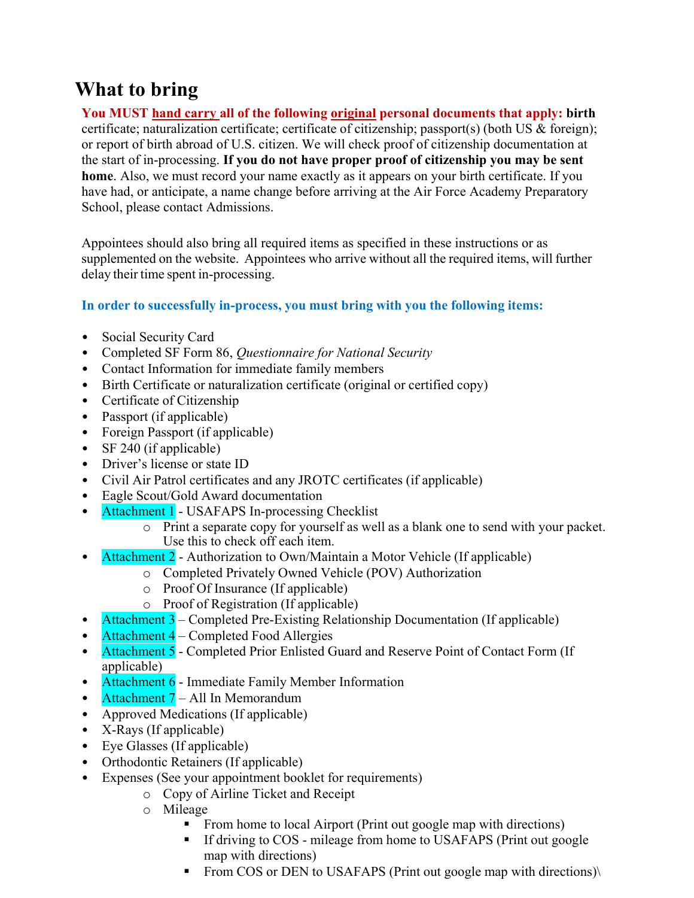# What to bring

**You MUST hand carry all of the following original personal documents that apply: birth** certificate; naturalization certificate; certificate of citizenship; passport(s) (both US & foreign); or report of birth abroad of U.S. citizen. We will check proof of citizenship documentation at the start of in-processing. **If you do not have proper proof of citizenship you may be sent home**. Also, we must record your name exactly as it appears on your birth certificate. If you have had, or anticipate, a name change before arriving at the Air Force Academy Preparatory School, please contact Admissions.

Appointees should also bring all required items as specified in these instructions or as supplemented on the website. Appointees who arrive without all the required items, will further delay their time spent in-processing.

**In order to successfully in-process, you must bring with you the following items:**

- Social Security Card
- Completed SF Form 86, *Questionnaire for National Security*
- Contact Information for immediate family members
- Birth Certificate or naturalization certificate (original or certified copy)
- Certificate of Citizenship
- Passport (if applicable)
- Foreign Passport (if applicable)
- SF 240 (if applicable)
- Driver's license or state ID
- Civil Air Patrol certificates and any JROTC certificates (if applicable)
- Eagle Scout/Gold Award documentation
- Attachment 1 - USAFAPS In-processing Checklist
  - Print a separate copy for yourself as well as a blank one to send with your packet. Use this to check off each item.
- Attachment 2 - Authorization to Own/Maintain a Motor Vehicle (If applicable)
  - Completed Privately Owned Vehicle (POV) Authorization
  - Proof Of Insurance (If applicable)
  - Proof of Registration (If applicable)
- Attachment 3 – Completed Pre-Existing Relationship Documentation (If applicable)
- Attachment 4 – Completed Food Allergies
- Attachment 5 - Completed Prior Enlisted Guard and Reserve Point of Contact Form (If applicable)
- Attachment 6 - Immediate Family Member Information
- Attachment 7 – All In Memorandum
- Approved Medications (If applicable)
- X-Rays (If applicable)
- Eye Glasses (If applicable)
- Orthodontic Retainers (If applicable)
- Expenses (See your appointment booklet for requirements)
  - Copy of Airline Ticket and Receipt
  - Mileage
    - From home to local Airport (Print out google map with directions)
    - If driving to COS - mileage from home to USAFAPS (Print out google map with directions)
    - From COS or DEN to USAFAPS (Print out google map with directions)\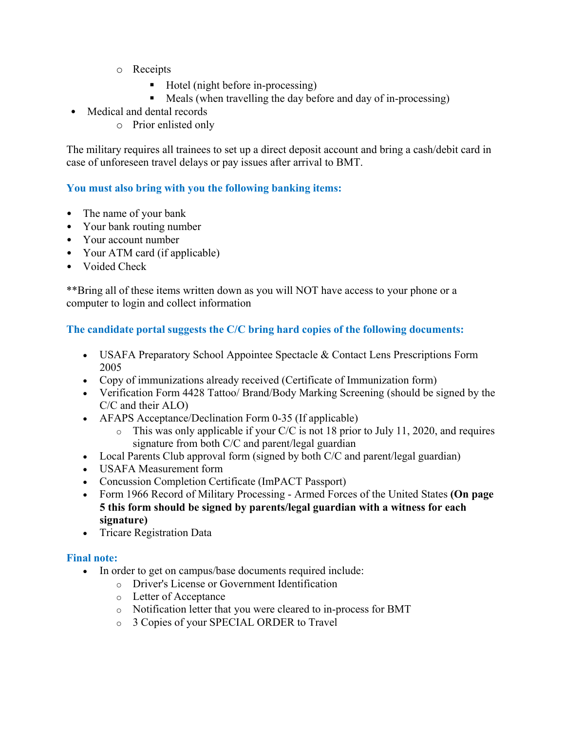- Receipts
    - Hotel (night before in-processing)
    - Meals (when travelling the day before and day of in-processing)
- Medical and dental records
  - Prior enlisted only

The military requires all trainees to set up a direct deposit account and bring a cash/debit card in case of unforeseen travel delays or pay issues after arrival to BMT.

### You must also bring with you the following banking items:

- The name of your bank
- Your bank routing number
- Your account number
- Your ATM card (if applicable)
- Voided Check

**Bring all of these items written down as you will NOT have access to your phone or a computer to login and collect information

### The candidate portal suggests the C/C bring hard copies of the following documents:

- USAFA Preparatory School Appointee Spectacle & Contact Lens Prescriptions Form 2005
- Copy of immunizations already received (Certificate of Immunization form)
- Verification Form 4428 Tattoo/ Brand/Body Marking Screening (should be signed by the C/C and their ALO)
- AFAPS Acceptance/Declination Form 0-35 (If applicable)
  - This was only applicable if your C/C is not 18 prior to July 11, 2020, and requires signature from both C/C and parent/legal guardian
- Local Parents Club approval form (signed by both C/C and parent/legal guardian)
- USAFA Measurement form
- Concussion Completion Certificate (ImPACT Passport)
- Form 1966 Record of Military Processing - Armed Forces of the United States **(On page 5 this form should be signed by parents/legal guardian with a witness for each signature)**
- Tricare Registration Data

### Final note:

- In order to get on campus/base documents required include:
  - Driver's License or Government Identification
  - Letter of Acceptance
  - Notification letter that you were cleared to in-process for BMT
  - 3 Copies of your SPECIAL ORDER to Travel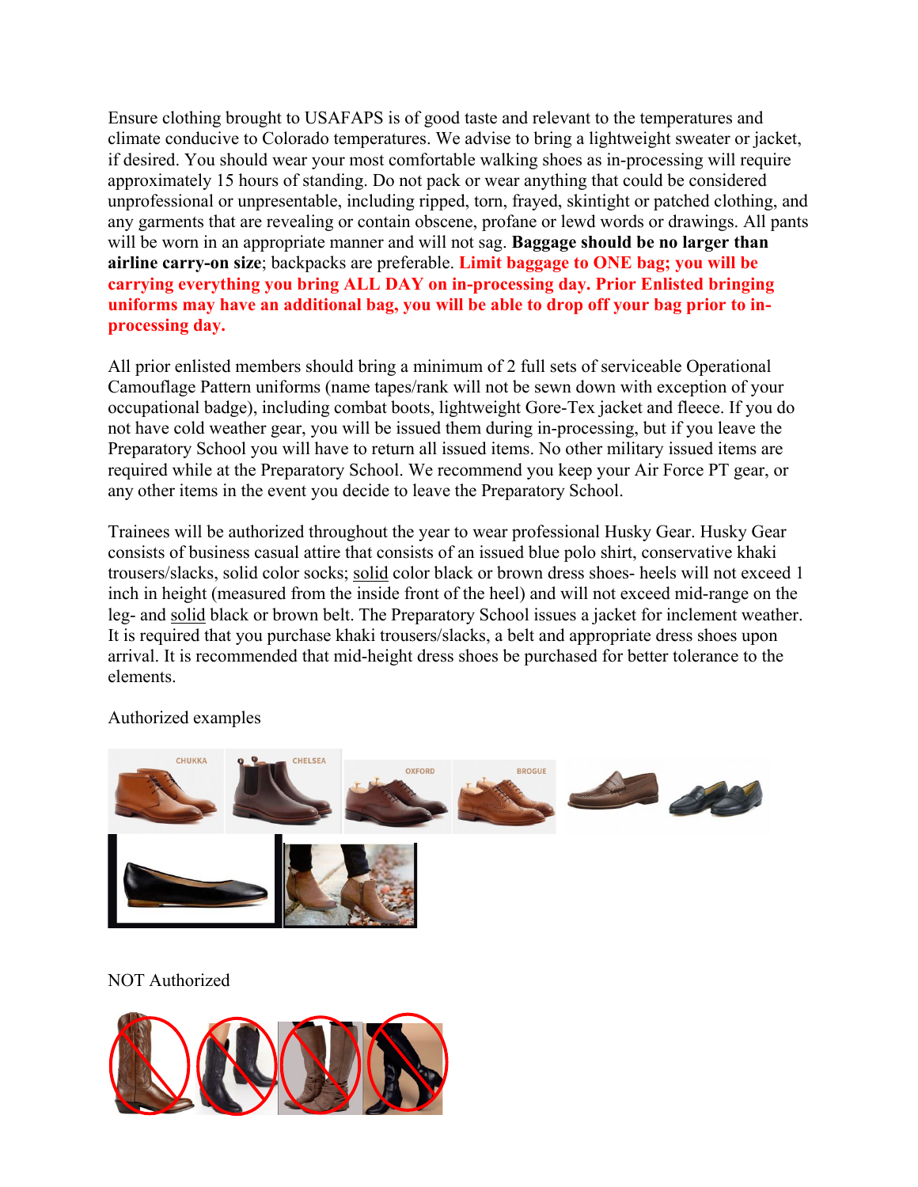Ensure clothing brought to USAFAPS is of good taste and relevant to the temperatures and climate conducive to Colorado temperatures. We advise to bring a lightweight sweater or jacket, if desired. You should wear your most comfortable walking shoes as in-processing will require approximately 15 hours of standing. Do not pack or wear anything that could be considered unprofessional or unpresentable, including ripped, torn, frayed, skintight or patched clothing, and any garments that are revealing or contain obscene, profane or lewd words or drawings. All pants will be worn in an appropriate manner and will not sag. **Baggage should be no larger than airline carry-on size**; backpacks are preferable. **Limit baggage to ONE bag; you will be carrying everything you bring ALL DAY on in-processing day. Prior Enlisted bringing uniforms may have an additional bag, you will be able to drop off your bag prior to in-processing day.**

All prior enlisted members should bring a minimum of 2 full sets of serviceable Operational Camouflage Pattern uniforms (name tapes/rank will not be sewn down with exception of your occupational badge), including combat boots, lightweight Gore-Tex jacket and fleece. If you do not have cold weather gear, you will be issued them during in-processing, but if you leave the Preparatory School you will have to return all issued items. No other military issued items are required while at the Preparatory School. We recommend you keep your Air Force PT gear, or any other items in the event you decide to leave the Preparatory School.

Trainees will be authorized throughout the year to wear professional Husky Gear. Husky Gear consists of business casual attire that consists of an issued blue polo shirt, conservative khaki trousers/slacks, solid color socks; solid color black or brown dress shoes- heels will not exceed 1 inch in height (measured from the inside front of the heel) and will not exceed mid-range on the leg- and solid black or brown belt. The Preparatory School issues a jacket for inclement weather. It is required that you purchase khaki trousers/slacks, a belt and appropriate dress shoes upon arrival. It is recommended that mid-height dress shoes be purchased for better tolerance to the elements.

Authorized examples

NOT Authorized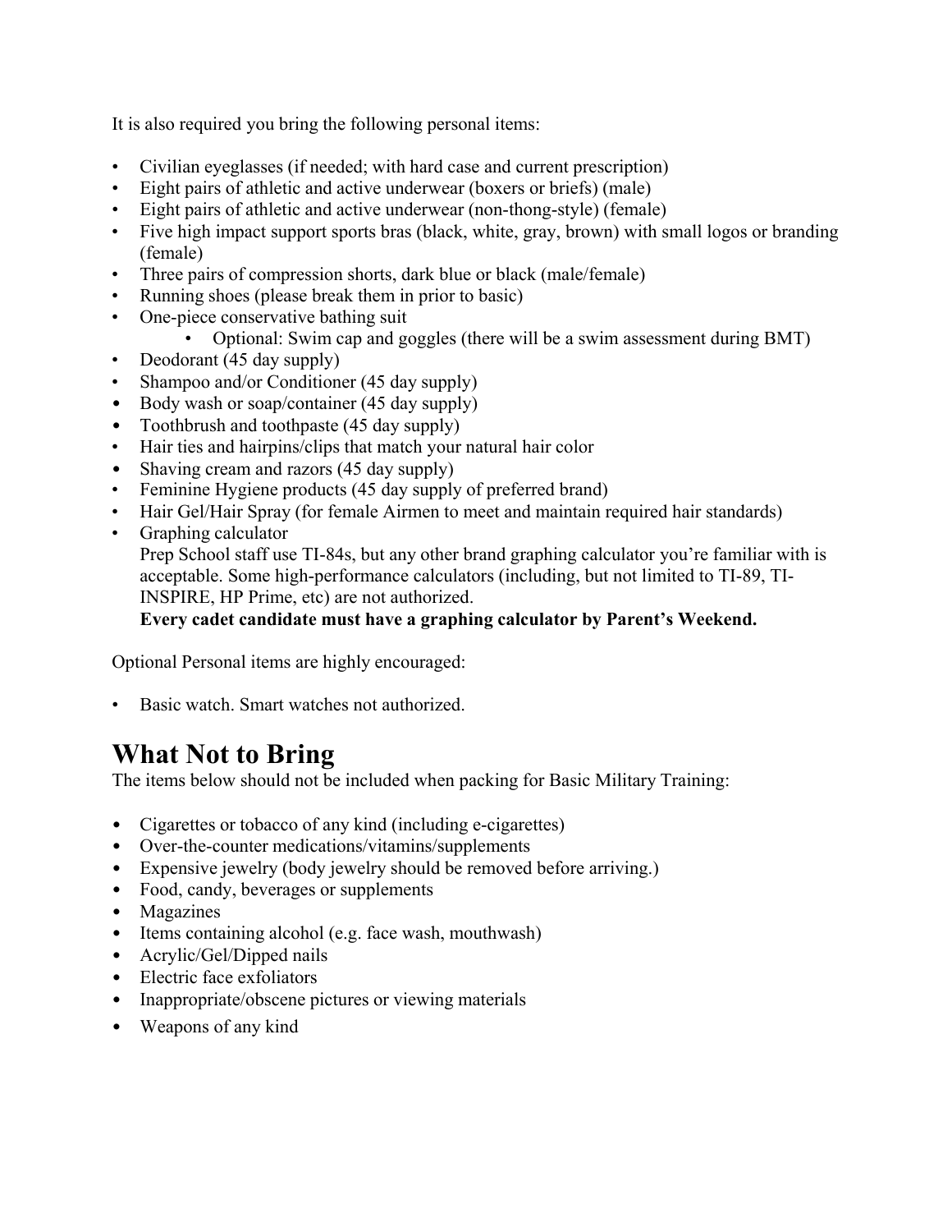It is also required you bring the following personal items:

- Civilian eyeglasses (if needed; with hard case and current prescription)
- Eight pairs of athletic and active underwear (boxers or briefs) (male)
- Eight pairs of athletic and active underwear (non-thong-style) (female)
- Five high impact support sports bras (black, white, gray, brown) with small logos or branding (female)
- Three pairs of compression shorts, dark blue or black (male/female)
- Running shoes (please break them in prior to basic)
- One-piece conservative bathing suit
    - Optional: Swim cap and goggles (there will be a swim assessment during BMT)
- Deodorant (45 day supply)
- Shampoo and/or Conditioner (45 day supply)
- Body wash or soap/container (45 day supply)
- Toothbrush and toothpaste (45 day supply)
- Hair ties and hairpins/clips that match your natural hair color
- Shaving cream and razors (45 day supply)
- Feminine Hygiene products (45 day supply of preferred brand)
- Hair Gel/Hair Spray (for female Airmen to meet and maintain required hair standards)
- Graphing calculator
  Prep School staff use TI-84s, but any other brand graphing calculator you're familiar with is acceptable. Some high-performance calculators (including, but not limited to TI-89, TI-INSPIRE, HP Prime, etc) are not authorized.
  **Every cadet candidate must have a graphing calculator by Parent's Weekend.**

Optional Personal items are highly encouraged:

- Basic watch. Smart watches not authorized.

# What Not to Bring

The items below should not be included when packing for Basic Military Training:

- Cigarettes or tobacco of any kind (including e-cigarettes)
- Over-the-counter medications/vitamins/supplements
- Expensive jewelry (body jewelry should be removed before arriving.)
- Food, candy, beverages or supplements
- Magazines
- Items containing alcohol (e.g. face wash, mouthwash)
- Acrylic/Gel/Dipped nails
- Electric face exfoliators
- Inappropriate/obscene pictures or viewing materials
- Weapons of any kind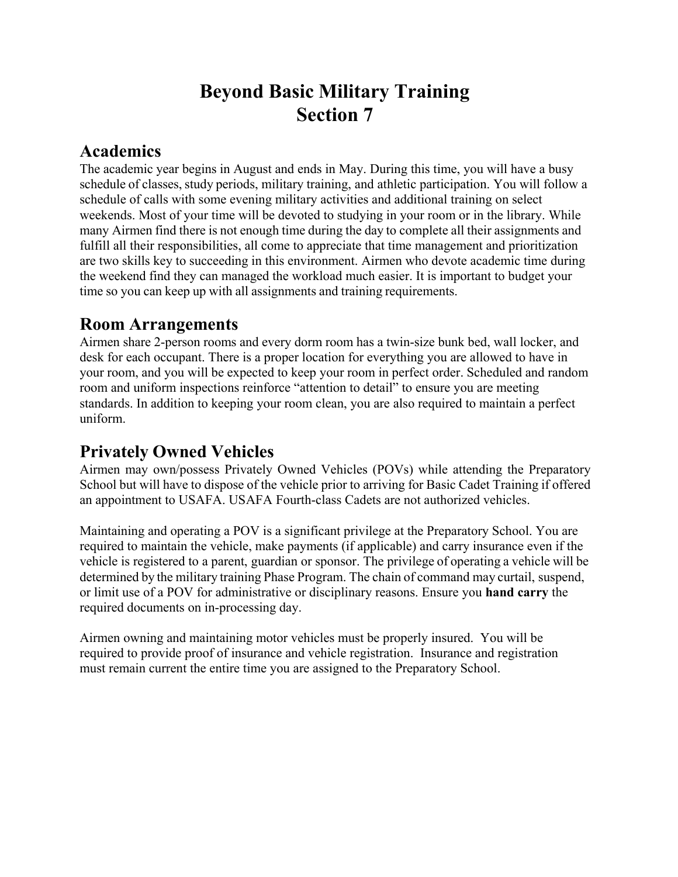# Beyond Basic Military Training
# Section 7

## Academics

The academic year begins in August and ends in May. During this time, you will have a busy schedule of classes, study periods, military training, and athletic participation. You will follow a schedule of calls with some evening military activities and additional training on select weekends. Most of your time will be devoted to studying in your room or in the library. While many Airmen find there is not enough time during the day to complete all their assignments and fulfill all their responsibilities, all come to appreciate that time management and prioritization are two skills key to succeeding in this environment. Airmen who devote academic time during the weekend find they can managed the workload much easier. It is important to budget your time so you can keep up with all assignments and training requirements.

## Room Arrangements

Airmen share 2-person rooms and every dorm room has a twin-size bunk bed, wall locker, and desk for each occupant. There is a proper location for everything you are allowed to have in your room, and you will be expected to keep your room in perfect order. Scheduled and random room and uniform inspections reinforce "attention to detail" to ensure you are meeting standards. In addition to keeping your room clean, you are also required to maintain a perfect uniform.

## Privately Owned Vehicles

Airmen may own/possess Privately Owned Vehicles (POVs) while attending the Preparatory School but will have to dispose of the vehicle prior to arriving for Basic Cadet Training if offered an appointment to USAFA. USAFA Fourth-class Cadets are not authorized vehicles.

Maintaining and operating a POV is a significant privilege at the Preparatory School. You are required to maintain the vehicle, make payments (if applicable) and carry insurance even if the vehicle is registered to a parent, guardian or sponsor. The privilege of operating a vehicle will be determined by the military training Phase Program. The chain of command may curtail, suspend, or limit use of a POV for administrative or disciplinary reasons. Ensure you **hand carry** the required documents on in-processing day.

Airmen owning and maintaining motor vehicles must be properly insured. You will be required to provide proof of insurance and vehicle registration. Insurance and registration must remain current the entire time you are assigned to the Preparatory School.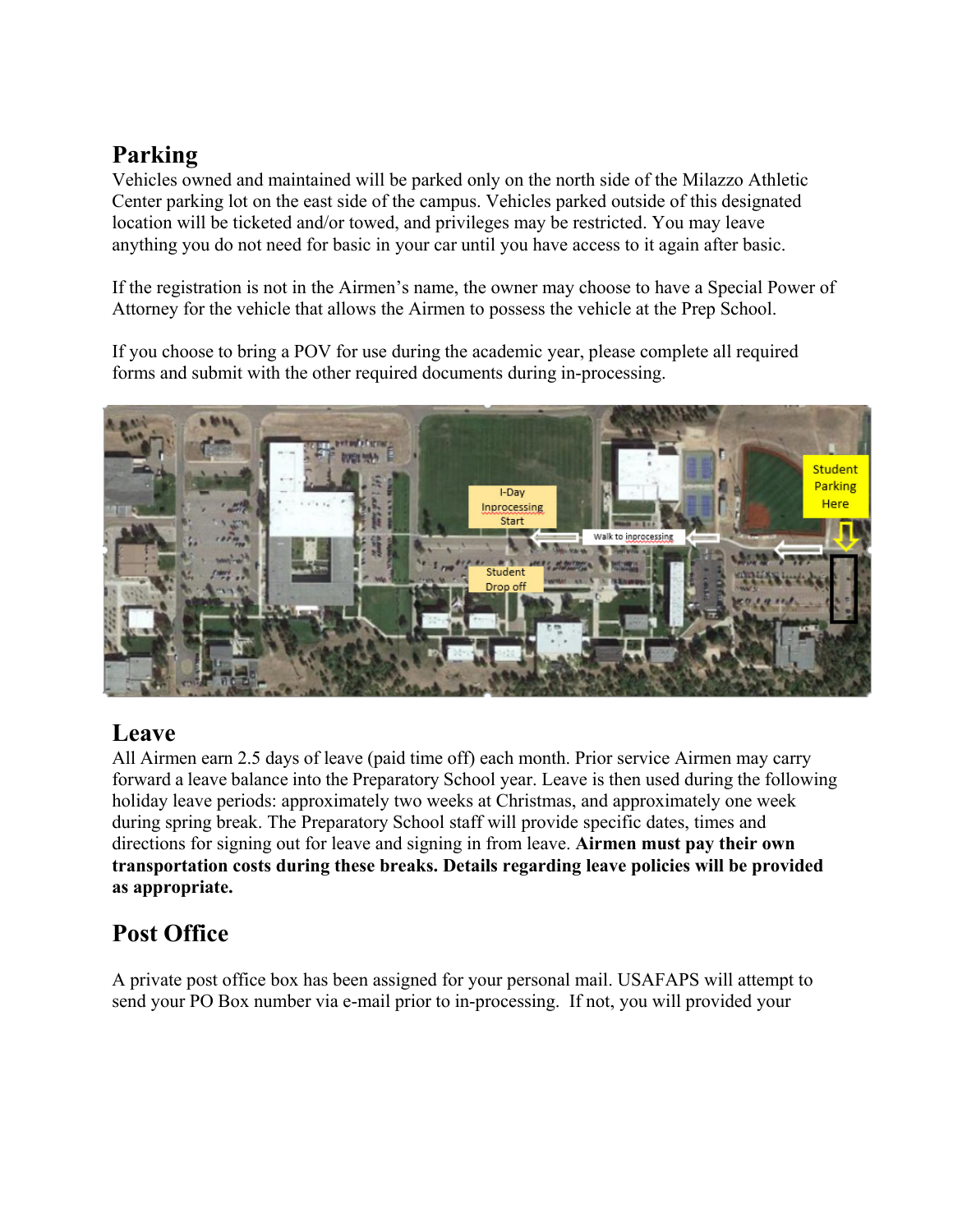## Parking

Vehicles owned and maintained will be parked only on the north side of the Milazzo Athletic Center parking lot on the east side of the campus. Vehicles parked outside of this designated location will be ticketed and/or towed, and privileges may be restricted. You may leave anything you do not need for basic in your car until you have access to it again after basic.

If the registration is not in the Airmen's name, the owner may choose to have a Special Power of Attorney for the vehicle that allows the Airmen to possess the vehicle at the Prep School.

If you choose to bring a POV for use during the academic year, please complete all required forms and submit with the other required documents during in-processing.

## Leave

All Airmen earn 2.5 days of leave (paid time off) each month. Prior service Airmen may carry forward a leave balance into the Preparatory School year. Leave is then used during the following holiday leave periods: approximately two weeks at Christmas, and approximately one week during spring break. The Preparatory School staff will provide specific dates, times and directions for signing out for leave and signing in from leave. **Airmen must pay their own transportation costs during these breaks. Details regarding leave policies will be provided as appropriate.**

## Post Office

A private post office box has been assigned for your personal mail. USAFAPS will attempt to send your PO Box number via e-mail prior to in-processing. If not, you will provided your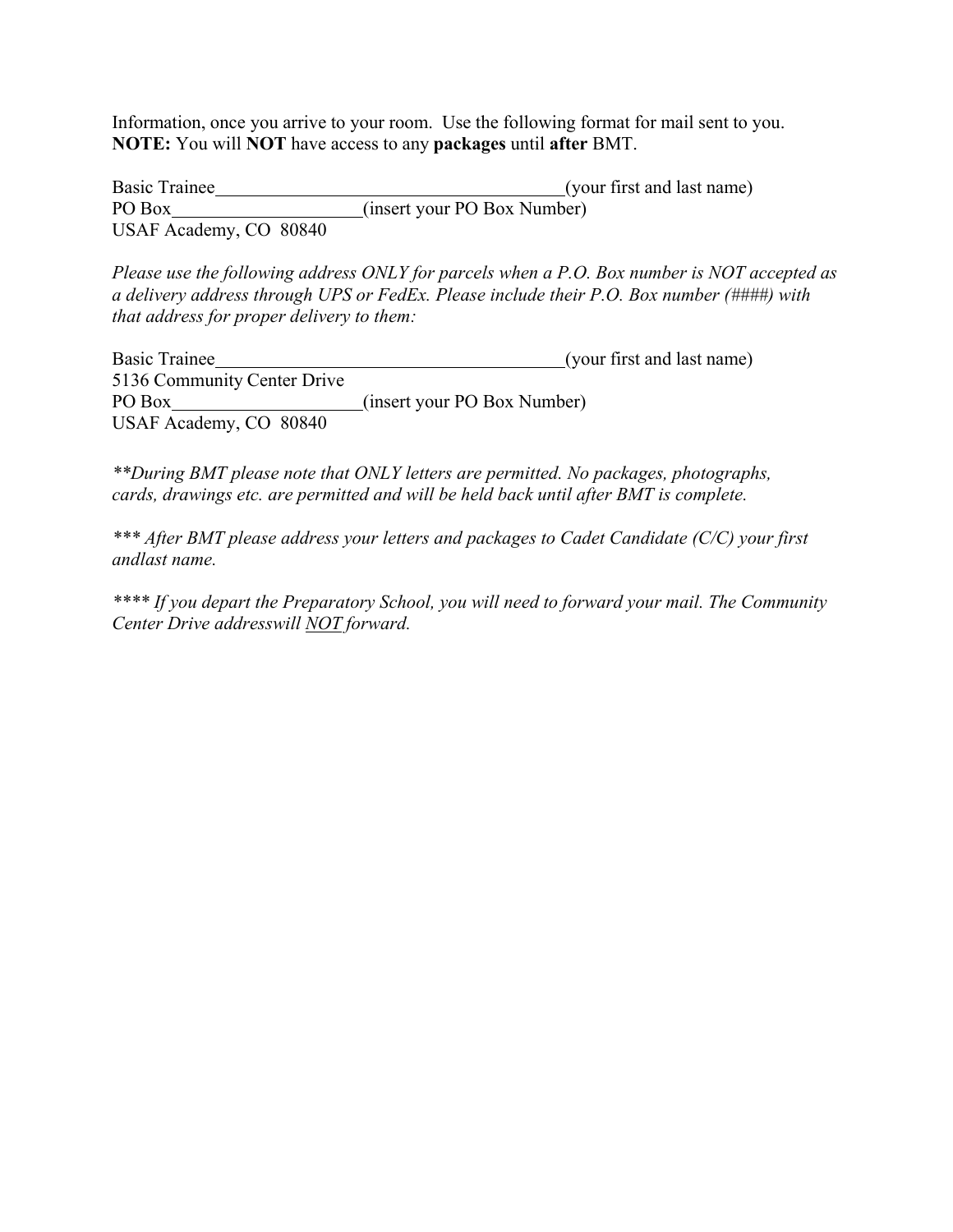Information, once you arrive to your room. Use the following format for mail sent to you.
**NOTE:** You will **NOT** have access to any **packages** until **after** BMT.

Basic Trainee\_\_\_\_\_\_\_\_\_\_\_\_\_\_\_\_\_\_\_\_\_\_\_\_\_\_\_\_\_\_\_\_\_\_\_\_(your first and last name)
PO Box\_\_\_\_\_\_\_\_\_\_\_\_\_\_\_\_\_\_\_\_(insert your PO Box Number)
USAF Academy, CO 80840

*Please use the following address ONLY for parcels when a P.O. Box number is NOT accepted as a delivery address through UPS or FedEx. Please include their P.O. Box number (####) with that address for proper delivery to them:*

Basic Trainee\_\_\_\_\_\_\_\_\_\_\_\_\_\_\_\_\_\_\_\_\_\_\_\_\_\_\_\_\_\_\_\_\_\_\_\_(your first and last name)
5136 Community Center Drive
PO Box\_\_\_\_\_\_\_\_\_\_\_\_\_\_\_\_\_\_\_\_(insert your PO Box Number)
USAF Academy, CO 80840

*\*\*During BMT please note that ONLY letters are permitted. No packages, photographs, cards, drawings etc. are permitted and will be held back until after BMT is complete.*

*\*\*\* After BMT please address your letters and packages to Cadet Candidate (C/C) your first andlast name.*

*\*\*\*\* If you depart the Preparatory School, you will need to forward your mail. The Community Center Drive addresswill <u>NOT</u> forward.*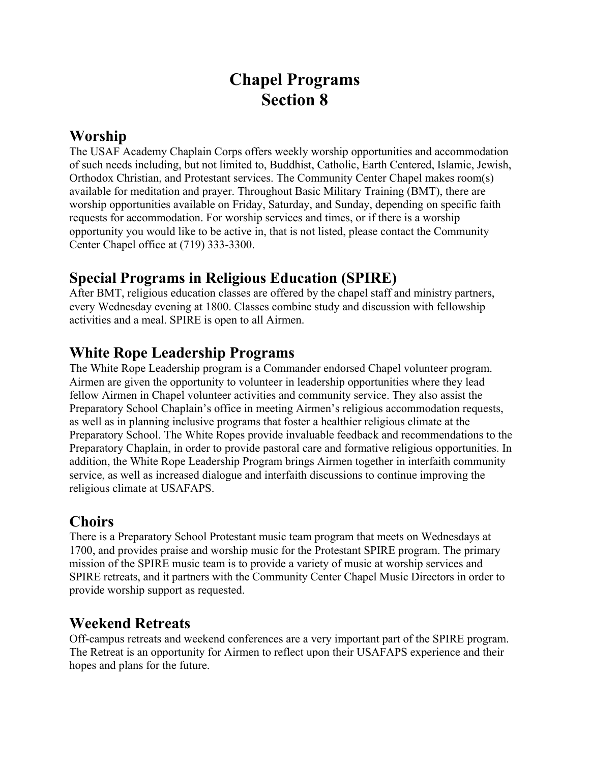# Chapel Programs
# Section 8

## Worship

The USAF Academy Chaplain Corps offers weekly worship opportunities and accommodation of such needs including, but not limited to, Buddhist, Catholic, Earth Centered, Islamic, Jewish, Orthodox Christian, and Protestant services. The Community Center Chapel makes room(s) available for meditation and prayer. Throughout Basic Military Training (BMT), there are worship opportunities available on Friday, Saturday, and Sunday, depending on specific faith requests for accommodation. For worship services and times, or if there is a worship opportunity you would like to be active in, that is not listed, please contact the Community Center Chapel office at (719) 333-3300.

## Special Programs in Religious Education (SPIRE)

After BMT, religious education classes are offered by the chapel staff and ministry partners, every Wednesday evening at 1800. Classes combine study and discussion with fellowship activities and a meal. SPIRE is open to all Airmen.

## White Rope Leadership Programs

The White Rope Leadership program is a Commander endorsed Chapel volunteer program. Airmen are given the opportunity to volunteer in leadership opportunities where they lead fellow Airmen in Chapel volunteer activities and community service. They also assist the Preparatory School Chaplain's office in meeting Airmen's religious accommodation requests, as well as in planning inclusive programs that foster a healthier religious climate at the Preparatory School. The White Ropes provide invaluable feedback and recommendations to the Preparatory Chaplain, in order to provide pastoral care and formative religious opportunities. In addition, the White Rope Leadership Program brings Airmen together in interfaith community service, as well as increased dialogue and interfaith discussions to continue improving the religious climate at USAFAPS.

## Choirs

There is a Preparatory School Protestant music team program that meets on Wednesdays at 1700, and provides praise and worship music for the Protestant SPIRE program. The primary mission of the SPIRE music team is to provide a variety of music at worship services and SPIRE retreats, and it partners with the Community Center Chapel Music Directors in order to provide worship support as requested.

## Weekend Retreats

Off-campus retreats and weekend conferences are a very important part of the SPIRE program. The Retreat is an opportunity for Airmen to reflect upon their USAFAPS experience and their hopes and plans for the future.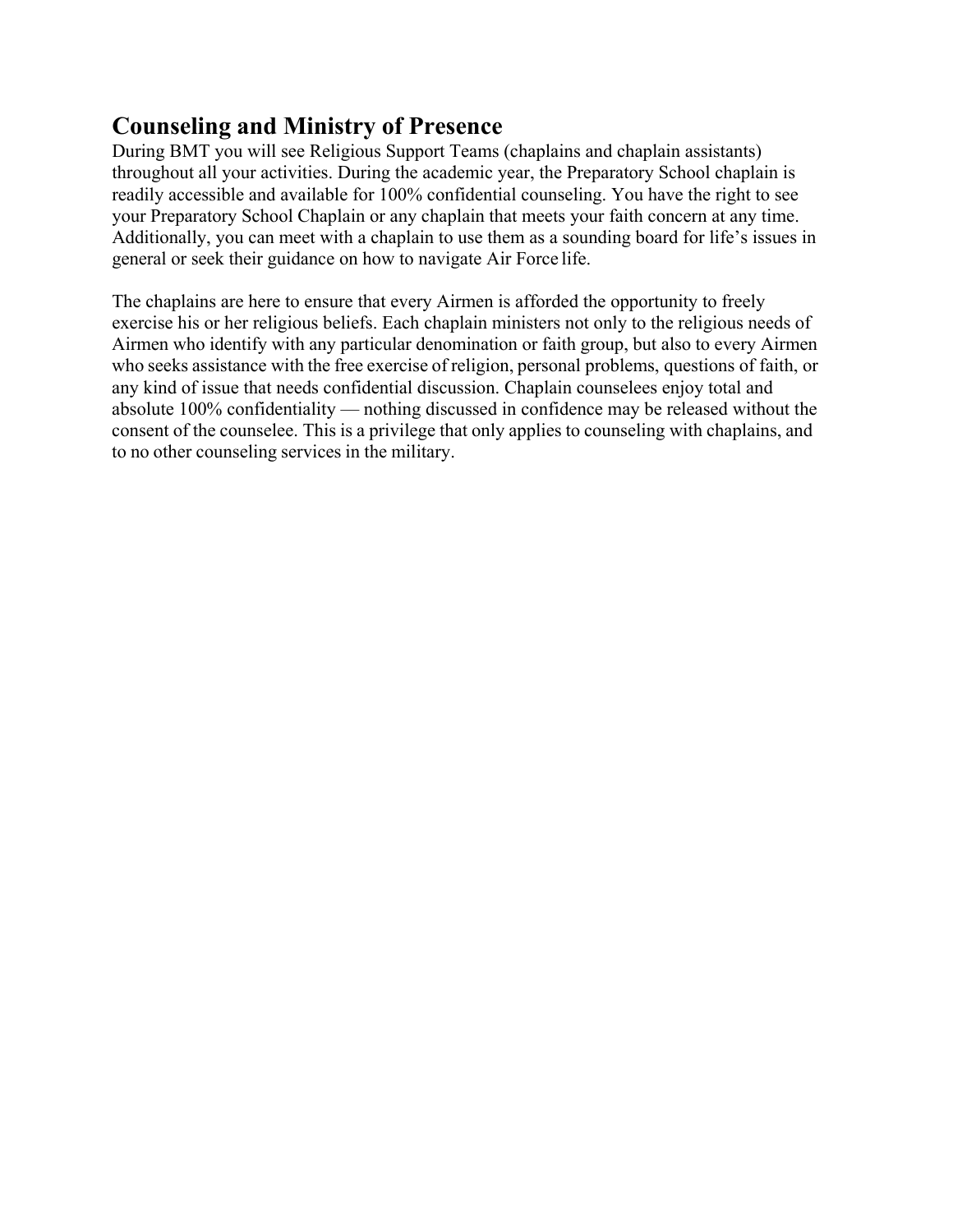## Counseling and Ministry of Presence

During BMT you will see Religious Support Teams (chaplains and chaplain assistants) throughout all your activities. During the academic year, the Preparatory School chaplain is readily accessible and available for 100% confidential counseling. You have the right to see your Preparatory School Chaplain or any chaplain that meets your faith concern at any time. Additionally, you can meet with a chaplain to use them as a sounding board for life's issues in general or seek their guidance on how to navigate Air Force life.

The chaplains are here to ensure that every Airmen is afforded the opportunity to freely exercise his or her religious beliefs. Each chaplain ministers not only to the religious needs of Airmen who identify with any particular denomination or faith group, but also to every Airmen who seeks assistance with the free exercise of religion, personal problems, questions of faith, or any kind of issue that needs confidential discussion. Chaplain counselees enjoy total and absolute 100% confidentiality — nothing discussed in confidence may be released without the consent of the counselee. This is a privilege that only applies to counseling with chaplains, and to no other counseling services in the military.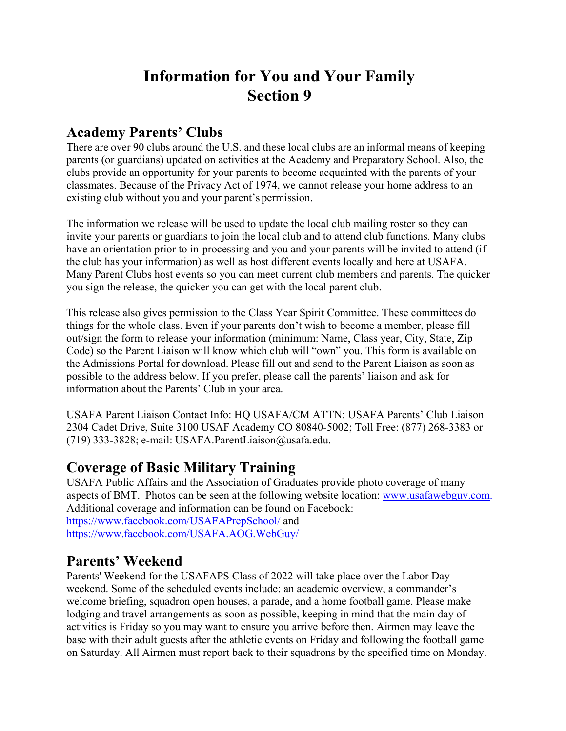# Information for You and Your Family
# Section 9

## Academy Parents' Clubs

There are over 90 clubs around the U.S. and these local clubs are an informal means of keeping parents (or guardians) updated on activities at the Academy and Preparatory School. Also, the clubs provide an opportunity for your parents to become acquainted with the parents of your classmates. Because of the Privacy Act of 1974, we cannot release your home address to an existing club without you and your parent's permission.

The information we release will be used to update the local club mailing roster so they can invite your parents or guardians to join the local club and to attend club functions. Many clubs have an orientation prior to in-processing and you and your parents will be invited to attend (if the club has your information) as well as host different events locally and here at USAFA. Many Parent Clubs host events so you can meet current club members and parents. The quicker you sign the release, the quicker you can get with the local parent club.

This release also gives permission to the Class Year Spirit Committee. These committees do things for the whole class. Even if your parents don't wish to become a member, please fill out/sign the form to release your information (minimum: Name, Class year, City, State, Zip Code) so the Parent Liaison will know which club will "own" you. This form is available on the Admissions Portal for download. Please fill out and send to the Parent Liaison as soon as possible to the address below. If you prefer, please call the parents' liaison and ask for information about the Parents' Club in your area.

USAFA Parent Liaison Contact Info: HQ USAFA/CM ATTN: USAFA Parents' Club Liaison 2304 Cadet Drive, Suite 3100 USAF Academy CO 80840-5002; Toll Free: (877) 268-3383 or (719) 333-3828; e-mail: USAFA.ParentLiaison@usafa.edu.

## Coverage of Basic Military Training

USAFA Public Affairs and the Association of Graduates provide photo coverage of many aspects of BMT. Photos can be seen at the following website location: www.usafawebguy.com. Additional coverage and information can be found on Facebook:
https://www.facebook.com/USAFAPrepSchool/ and
https://www.facebook.com/USAFA.AOG.WebGuy/

## Parents' Weekend

Parents' Weekend for the USAFAPS Class of 2022 will take place over the Labor Day weekend. Some of the scheduled events include: an academic overview, a commander's welcome briefing, squadron open houses, a parade, and a home football game. Please make lodging and travel arrangements as soon as possible, keeping in mind that the main day of activities is Friday so you may want to ensure you arrive before then. Airmen may leave the base with their adult guests after the athletic events on Friday and following the football game on Saturday. All Airmen must report back to their squadrons by the specified time on Monday.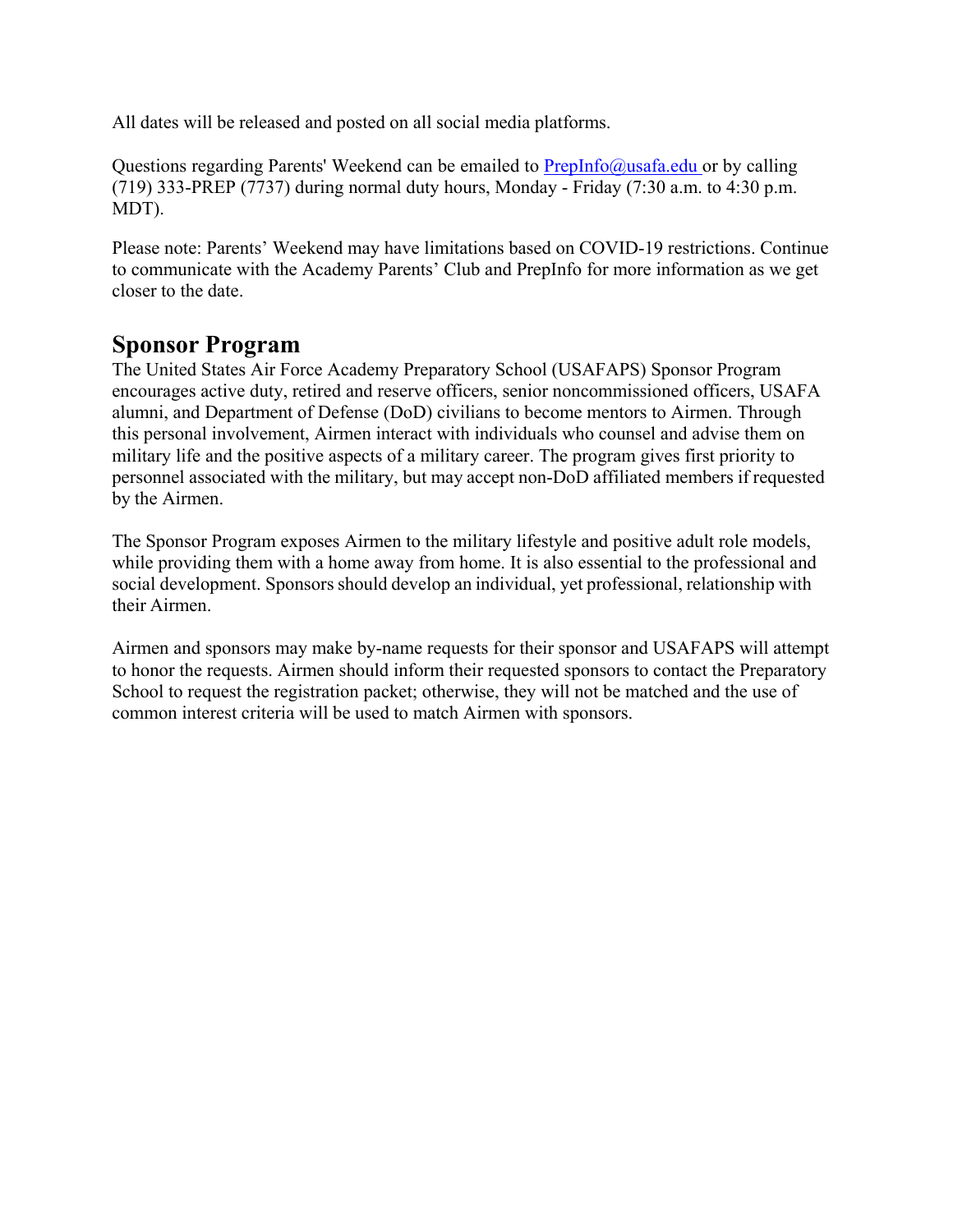All dates will be released and posted on all social media platforms.

Questions regarding Parents' Weekend can be emailed to PrepInfo@usafa.edu or by calling (719) 333-PREP (7737) during normal duty hours, Monday - Friday (7:30 a.m. to 4:30 p.m. MDT).

Please note: Parents' Weekend may have limitations based on COVID-19 restrictions. Continue to communicate with the Academy Parents' Club and PrepInfo for more information as we get closer to the date.

## Sponsor Program

The United States Air Force Academy Preparatory School (USAFAPS) Sponsor Program encourages active duty, retired and reserve officers, senior noncommissioned officers, USAFA alumni, and Department of Defense (DoD) civilians to become mentors to Airmen. Through this personal involvement, Airmen interact with individuals who counsel and advise them on military life and the positive aspects of a military career. The program gives first priority to personnel associated with the military, but may accept non-DoD affiliated members if requested by the Airmen.

The Sponsor Program exposes Airmen to the military lifestyle and positive adult role models, while providing them with a home away from home. It is also essential to the professional and social development. Sponsors should develop an individual, yet professional, relationship with their Airmen.

Airmen and sponsors may make by-name requests for their sponsor and USAFAPS will attempt to honor the requests. Airmen should inform their requested sponsors to contact the Preparatory School to request the registration packet; otherwise, they will not be matched and the use of common interest criteria will be used to match Airmen with sponsors.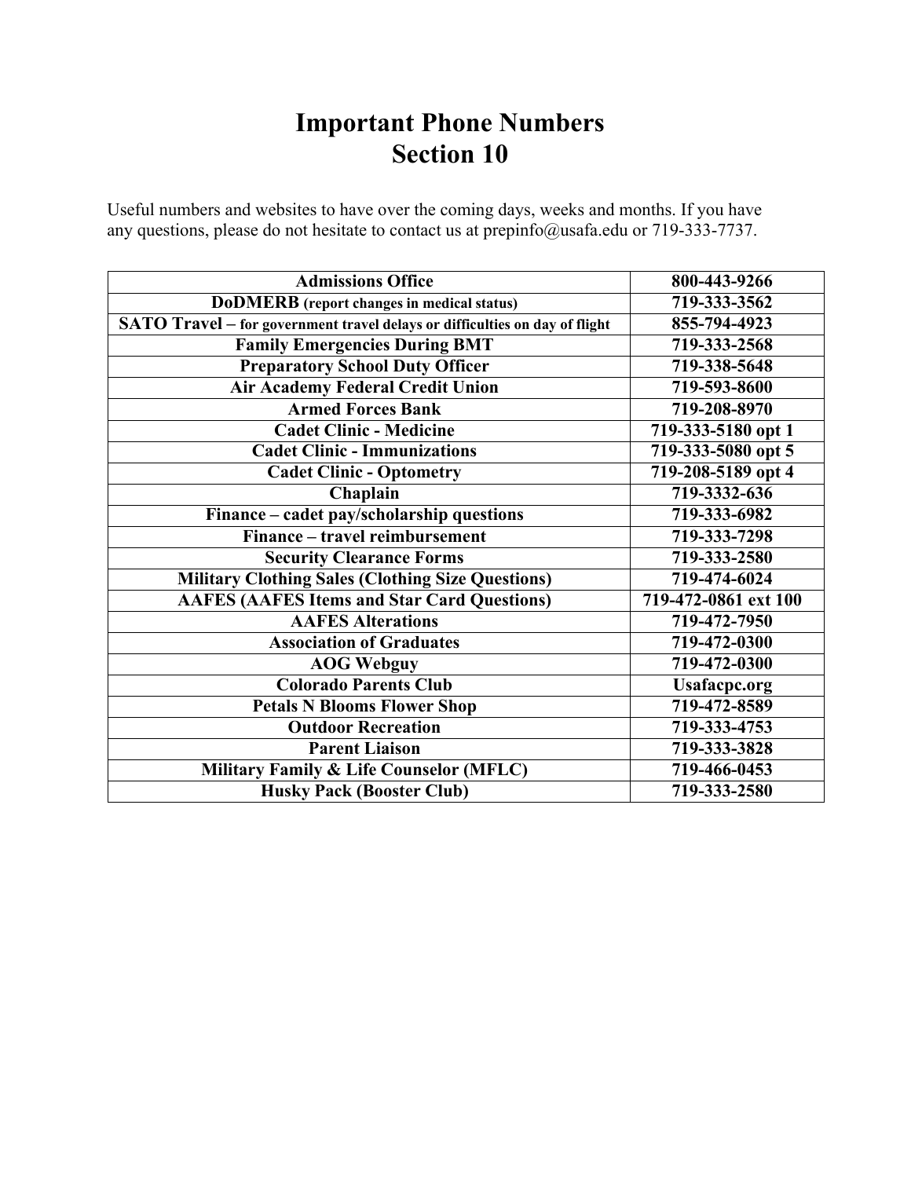# Important Phone Numbers
# Section 10

Useful numbers and websites to have over the coming days, weeks and months. If you have any questions, please do not hesitate to contact us at prepinfo@usafa.edu or 719-333-7737.

| Admissions Office | 800-443-9266 |
|---|---|
| **DoDMERB** (report changes in medical status) | 719-333-3562 |
| **SATO Travel** – for government travel delays or difficulties on day of flight | 855-794-4923 |
| **Family Emergencies During BMT** | 719-333-2568 |
| **Preparatory School Duty Officer** | 719-338-5648 |
| **Air Academy Federal Credit Union** | 719-593-8600 |
| **Armed Forces Bank** | 719-208-8970 |
| **Cadet Clinic - Medicine** | 719-333-5180 opt 1 |
| **Cadet Clinic - Immunizations** | 719-333-5080 opt 5 |
| **Cadet Clinic - Optometry** | 719-208-5189 opt 4 |
| **Chaplain** | 719-3332-636 |
| **Finance – cadet pay/scholarship questions** | 719-333-6982 |
| **Finance – travel reimbursement** | 719-333-7298 |
| **Security Clearance Forms** | 719-333-2580 |
| **Military Clothing Sales (Clothing Size Questions)** | 719-474-6024 |
| **AAFES (AAFES Items and Star Card Questions)** | 719-472-0861 ext 100 |
| **AAFES Alterations** | 719-472-7950 |
| **Association of Graduates** | 719-472-0300 |
| **AOG Webguy** | 719-472-0300 |
| **Colorado Parents Club** | Usafacpc.org |
| **Petals N Blooms Flower Shop** | 719-472-8589 |
| **Outdoor Recreation** | 719-333-4753 |
| **Parent Liaison** | 719-333-3828 |
| **Military Family & Life Counselor (MFLC)** | 719-466-0453 |
| **Husky Pack (Booster Club)** | 719-333-2580 |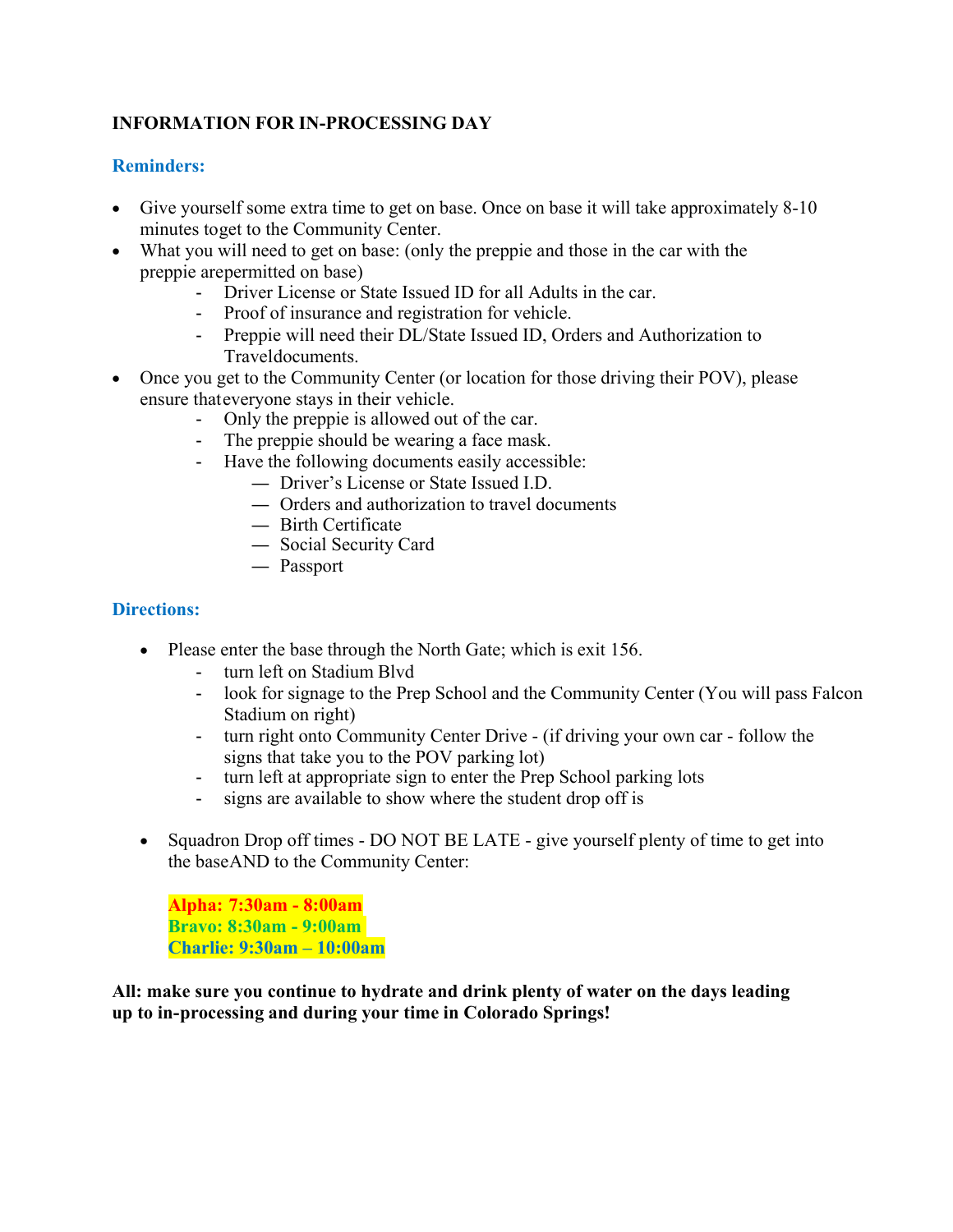**INFORMATION FOR IN-PROCESSING DAY**

### Reminders:

- Give yourself some extra time to get on base. Once on base it will take approximately 8-10 minutes toget to the Community Center.
- What you will need to get on base: (only the preppie and those in the car with the preppie arepermitted on base)
  - Driver License or State Issued ID for all Adults in the car.
  - Proof of insurance and registration for vehicle.
  - Preppie will need their DL/State Issued ID, Orders and Authorization to Traveldocuments.
- Once you get to the Community Center (or location for those driving their POV), please ensure thateveryone stays in their vehicle.
  - Only the preppie is allowed out of the car.
  - The preppie should be wearing a face mask.
  - Have the following documents easily accessible:
    - Driver's License or State Issued I.D.
    - Orders and authorization to travel documents
    - Birth Certificate
    - Social Security Card
    - Passport

### Directions:

- Please enter the base through the North Gate; which is exit 156.
  - turn left on Stadium Blvd
  - look for signage to the Prep School and the Community Center (You will pass Falcon Stadium on right)
  - turn right onto Community Center Drive - (if driving your own car - follow the signs that take you to the POV parking lot)
  - turn left at appropriate sign to enter the Prep School parking lots
  - signs are available to show where the student drop off is

- Squadron Drop off times - DO NOT BE LATE - give yourself plenty of time to get into the baseAND to the Community Center:

  **Alpha: 7:30am - 8:00am**
  **Bravo: 8:30am - 9:00am**
  **Charlie: 9:30am – 10:00am**

**All: make sure you continue to hydrate and drink plenty of water on the days leading up to in-processing and during your time in Colorado Springs!**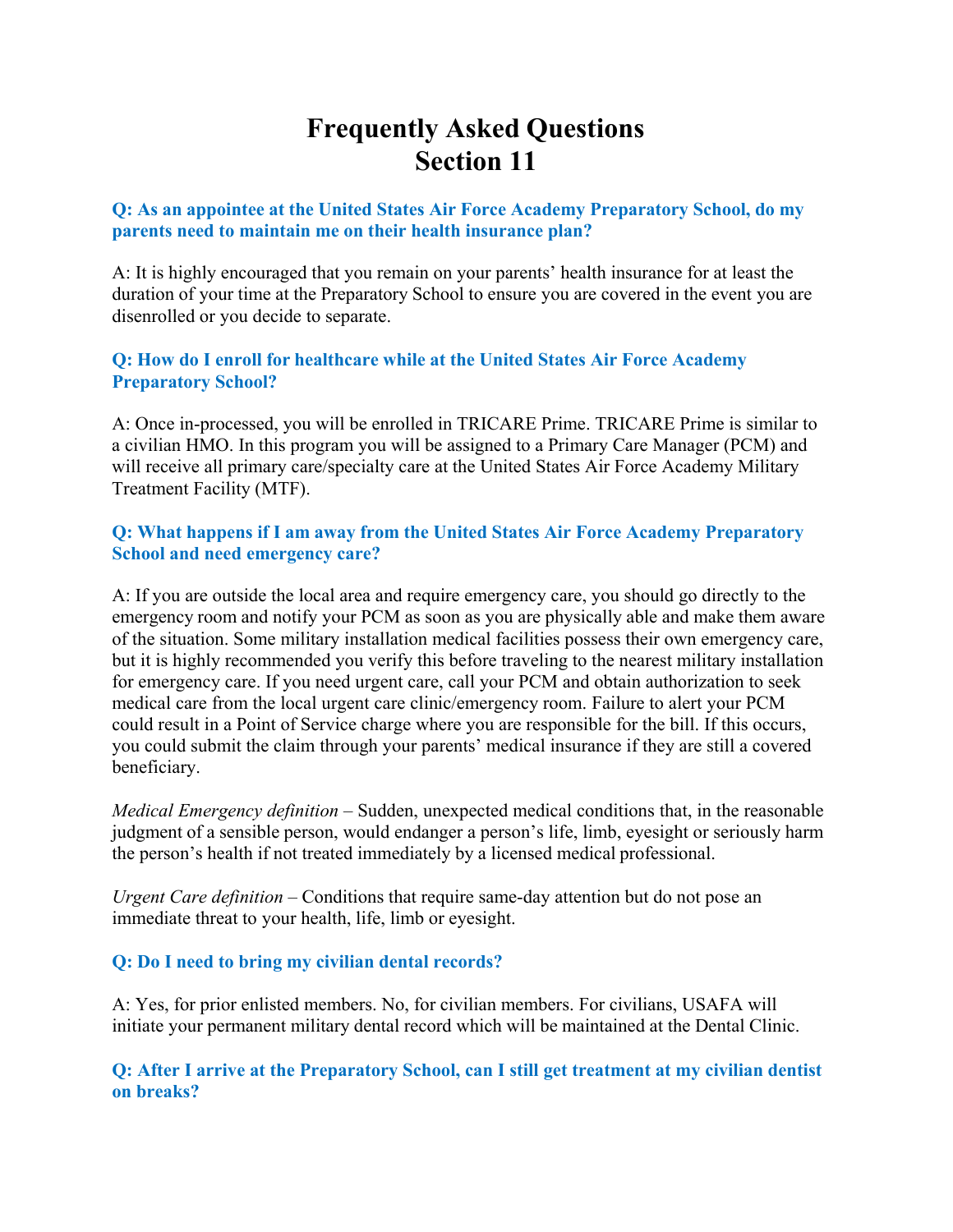# Frequently Asked Questions
# Section 11

**Q: As an appointee at the United States Air Force Academy Preparatory School, do my parents need to maintain me on their health insurance plan?**

A: It is highly encouraged that you remain on your parents' health insurance for at least the duration of your time at the Preparatory School to ensure you are covered in the event you are disenrolled or you decide to separate.

**Q: How do I enroll for healthcare while at the United States Air Force Academy Preparatory School?**

A: Once in-processed, you will be enrolled in TRICARE Prime. TRICARE Prime is similar to a civilian HMO. In this program you will be assigned to a Primary Care Manager (PCM) and will receive all primary care/specialty care at the United States Air Force Academy Military Treatment Facility (MTF).

**Q: What happens if I am away from the United States Air Force Academy Preparatory School and need emergency care?**

A: If you are outside the local area and require emergency care, you should go directly to the emergency room and notify your PCM as soon as you are physically able and make them aware of the situation. Some military installation medical facilities possess their own emergency care, but it is highly recommended you verify this before traveling to the nearest military installation for emergency care. If you need urgent care, call your PCM and obtain authorization to seek medical care from the local urgent care clinic/emergency room. Failure to alert your PCM could result in a Point of Service charge where you are responsible for the bill. If this occurs, you could submit the claim through your parents' medical insurance if they are still a covered beneficiary.

*Medical Emergency definition* – Sudden, unexpected medical conditions that, in the reasonable judgment of a sensible person, would endanger a person's life, limb, eyesight or seriously harm the person's health if not treated immediately by a licensed medical professional.

*Urgent Care definition* – Conditions that require same-day attention but do not pose an immediate threat to your health, life, limb or eyesight.

**Q: Do I need to bring my civilian dental records?**

A: Yes, for prior enlisted members. No, for civilian members. For civilians, USAFA will initiate your permanent military dental record which will be maintained at the Dental Clinic.

**Q: After I arrive at the Preparatory School, can I still get treatment at my civilian dentist on breaks?**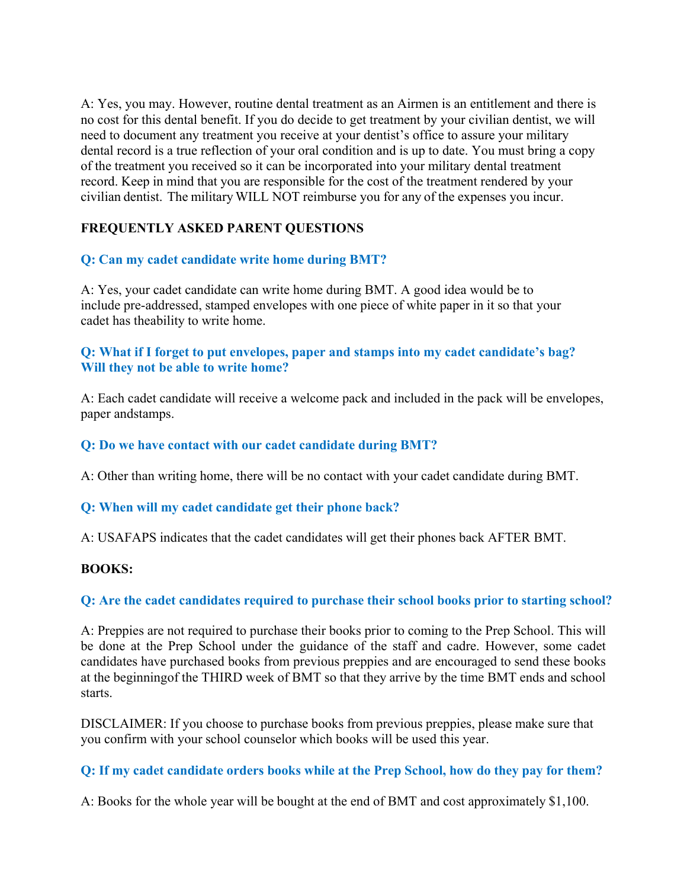A: Yes, you may. However, routine dental treatment as an Airmen is an entitlement and there is no cost for this dental benefit. If you do decide to get treatment by your civilian dentist, we will need to document any treatment you receive at your dentist's office to assure your military dental record is a true reflection of your oral condition and is up to date. You must bring a copy of the treatment you received so it can be incorporated into your military dental treatment record. Keep in mind that you are responsible for the cost of the treatment rendered by your civilian dentist. The military WILL NOT reimburse you for any of the expenses you incur.

## FREQUENTLY ASKED PARENT QUESTIONS

### Q: Can my cadet candidate write home during BMT?

A: Yes, your cadet candidate can write home during BMT. A good idea would be to include pre-addressed, stamped envelopes with one piece of white paper in it so that your cadet has theability to write home.

### Q: What if I forget to put envelopes, paper and stamps into my cadet candidate's bag? Will they not be able to write home?

A: Each cadet candidate will receive a welcome pack and included in the pack will be envelopes, paper andstamps.

### Q: Do we have contact with our cadet candidate during BMT?

A: Other than writing home, there will be no contact with your cadet candidate during BMT.

### Q: When will my cadet candidate get their phone back?

A: USAFAPS indicates that the cadet candidates will get their phones back AFTER BMT.

## BOOKS:

### Q: Are the cadet candidates required to purchase their school books prior to starting school?

A: Preppies are not required to purchase their books prior to coming to the Prep School. This will be done at the Prep School under the guidance of the staff and cadre. However, some cadet candidates have purchased books from previous preppies and are encouraged to send these books at the beginningof the THIRD week of BMT so that they arrive by the time BMT ends and school starts.

DISCLAIMER: If you choose to purchase books from previous preppies, please make sure that you confirm with your school counselor which books will be used this year.

### Q: If my cadet candidate orders books while at the Prep School, how do they pay for them?

A: Books for the whole year will be bought at the end of BMT and cost approximately $1,100.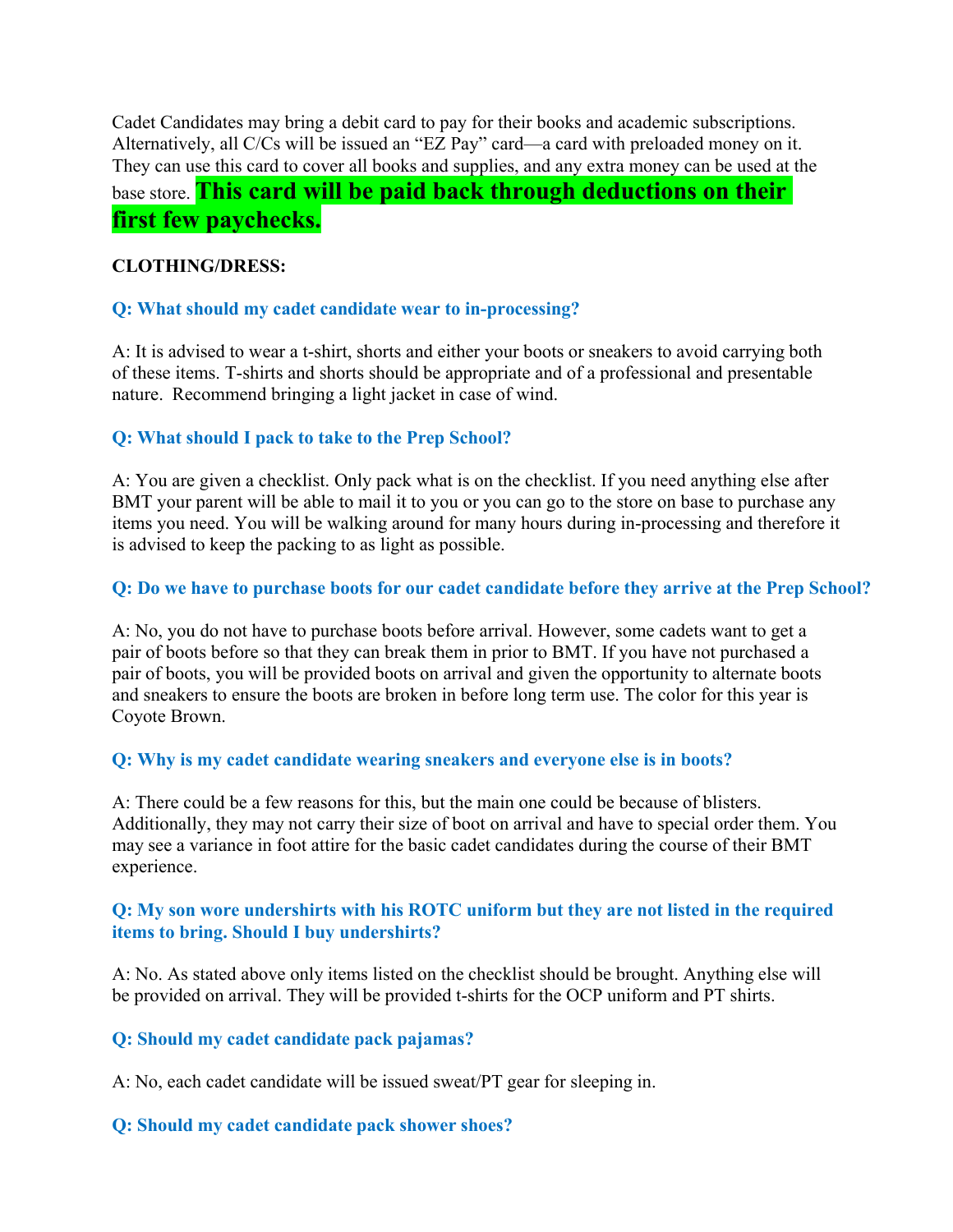Cadet Candidates may bring a debit card to pay for their books and academic subscriptions. Alternatively, all C/Cs will be issued an "EZ Pay" card—a card with preloaded money on it. They can use this card to cover all books and supplies, and any extra money can be used at the base store. **This card will be paid back through deductions on their first few paychecks.**

**CLOTHING/DRESS:**

**Q: What should my cadet candidate wear to in-processing?**

A: It is advised to wear a t-shirt, shorts and either your boots or sneakers to avoid carrying both of these items. T-shirts and shorts should be appropriate and of a professional and presentable nature. Recommend bringing a light jacket in case of wind.

**Q: What should I pack to take to the Prep School?**

A: You are given a checklist. Only pack what is on the checklist. If you need anything else after BMT your parent will be able to mail it to you or you can go to the store on base to purchase any items you need. You will be walking around for many hours during in-processing and therefore it is advised to keep the packing to as light as possible.

**Q: Do we have to purchase boots for our cadet candidate before they arrive at the Prep School?**

A: No, you do not have to purchase boots before arrival. However, some cadets want to get a pair of boots before so that they can break them in prior to BMT. If you have not purchased a pair of boots, you will be provided boots on arrival and given the opportunity to alternate boots and sneakers to ensure the boots are broken in before long term use. The color for this year is Coyote Brown.

**Q: Why is my cadet candidate wearing sneakers and everyone else is in boots?**

A: There could be a few reasons for this, but the main one could be because of blisters. Additionally, they may not carry their size of boot on arrival and have to special order them. You may see a variance in foot attire for the basic cadet candidates during the course of their BMT experience.

**Q: My son wore undershirts with his ROTC uniform but they are not listed in the required items to bring. Should I buy undershirts?**

A: No. As stated above only items listed on the checklist should be brought. Anything else will be provided on arrival. They will be provided t-shirts for the OCP uniform and PT shirts.

**Q: Should my cadet candidate pack pajamas?**

A: No, each cadet candidate will be issued sweat/PT gear for sleeping in.

**Q: Should my cadet candidate pack shower shoes?**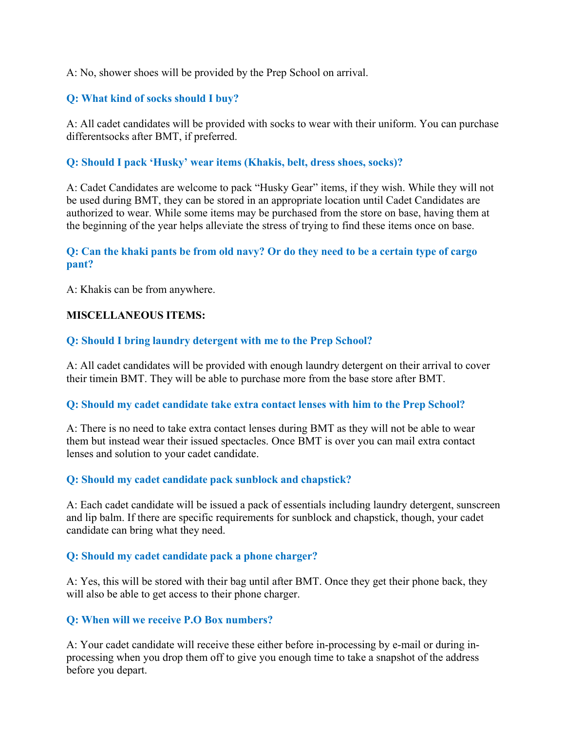A: No, shower shoes will be provided by the Prep School on arrival.

**Q: What kind of socks should I buy?**

A: All cadet candidates will be provided with socks to wear with their uniform. You can purchase differentsocks after BMT, if preferred.

**Q: Should I pack 'Husky' wear items (Khakis, belt, dress shoes, socks)?**

A: Cadet Candidates are welcome to pack "Husky Gear" items, if they wish. While they will not be used during BMT, they can be stored in an appropriate location until Cadet Candidates are authorized to wear. While some items may be purchased from the store on base, having them at the beginning of the year helps alleviate the stress of trying to find these items once on base.

**Q: Can the khaki pants be from old navy? Or do they need to be a certain type of cargo pant?**

A: Khakis can be from anywhere.

**MISCELLANEOUS ITEMS:**

**Q: Should I bring laundry detergent with me to the Prep School?**

A: All cadet candidates will be provided with enough laundry detergent on their arrival to cover their timein BMT. They will be able to purchase more from the base store after BMT.

**Q: Should my cadet candidate take extra contact lenses with him to the Prep School?**

A: There is no need to take extra contact lenses during BMT as they will not be able to wear them but instead wear their issued spectacles. Once BMT is over you can mail extra contact lenses and solution to your cadet candidate.

**Q: Should my cadet candidate pack sunblock and chapstick?**

A: Each cadet candidate will be issued a pack of essentials including laundry detergent, sunscreen and lip balm. If there are specific requirements for sunblock and chapstick, though, your cadet candidate can bring what they need.

**Q: Should my cadet candidate pack a phone charger?**

A: Yes, this will be stored with their bag until after BMT. Once they get their phone back, they will also be able to get access to their phone charger.

**Q: When will we receive P.O Box numbers?**

A: Your cadet candidate will receive these either before in-processing by e-mail or during in-processing when you drop them off to give you enough time to take a snapshot of the address before you depart.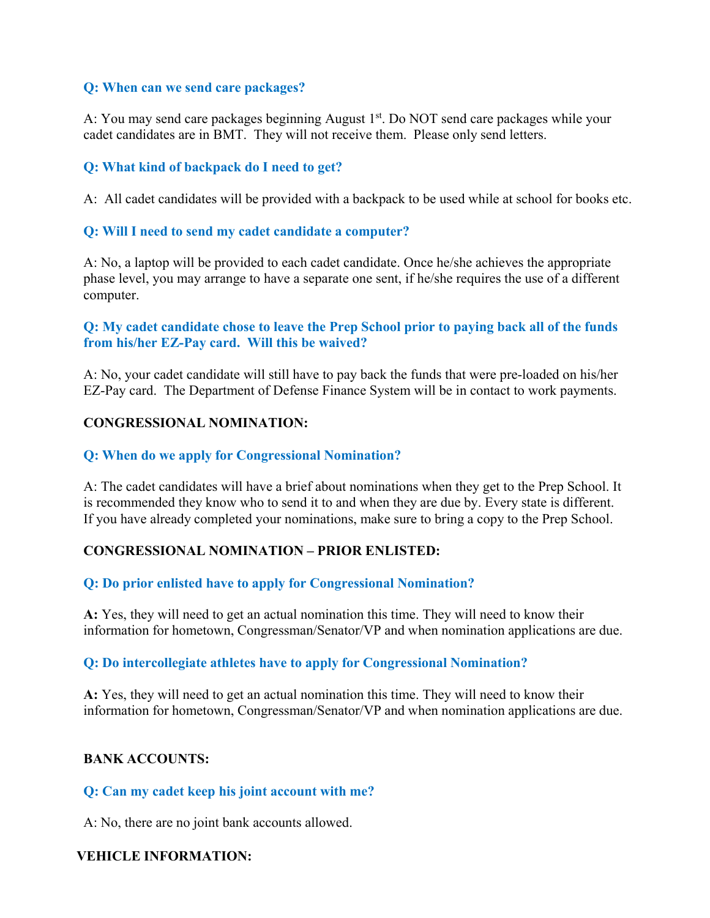**Q: When can we send care packages?**

A: You may send care packages beginning August 1st. Do NOT send care packages while your cadet candidates are in BMT. They will not receive them. Please only send letters.

**Q: What kind of backpack do I need to get?**

A: All cadet candidates will be provided with a backpack to be used while at school for books etc.

**Q: Will I need to send my cadet candidate a computer?**

A: No, a laptop will be provided to each cadet candidate. Once he/she achieves the appropriate phase level, you may arrange to have a separate one sent, if he/she requires the use of a different computer.

**Q: My cadet candidate chose to leave the Prep School prior to paying back all of the funds from his/her EZ-Pay card. Will this be waived?**

A: No, your cadet candidate will still have to pay back the funds that were pre-loaded on his/her EZ-Pay card. The Department of Defense Finance System will be in contact to work payments.

**CONGRESSIONAL NOMINATION:**

**Q: When do we apply for Congressional Nomination?**

A: The cadet candidates will have a brief about nominations when they get to the Prep School. It is recommended they know who to send it to and when they are due by. Every state is different. If you have already completed your nominations, make sure to bring a copy to the Prep School.

**CONGRESSIONAL NOMINATION – PRIOR ENLISTED:**

**Q: Do prior enlisted have to apply for Congressional Nomination?**

**A:** Yes, they will need to get an actual nomination this time. They will need to know their information for hometown, Congressman/Senator/VP and when nomination applications are due.

**Q: Do intercollegiate athletes have to apply for Congressional Nomination?**

**A:** Yes, they will need to get an actual nomination this time. They will need to know their information for hometown, Congressman/Senator/VP and when nomination applications are due.

**BANK ACCOUNTS:**

**Q: Can my cadet keep his joint account with me?**

A: No, there are no joint bank accounts allowed.

**VEHICLE INFORMATION:**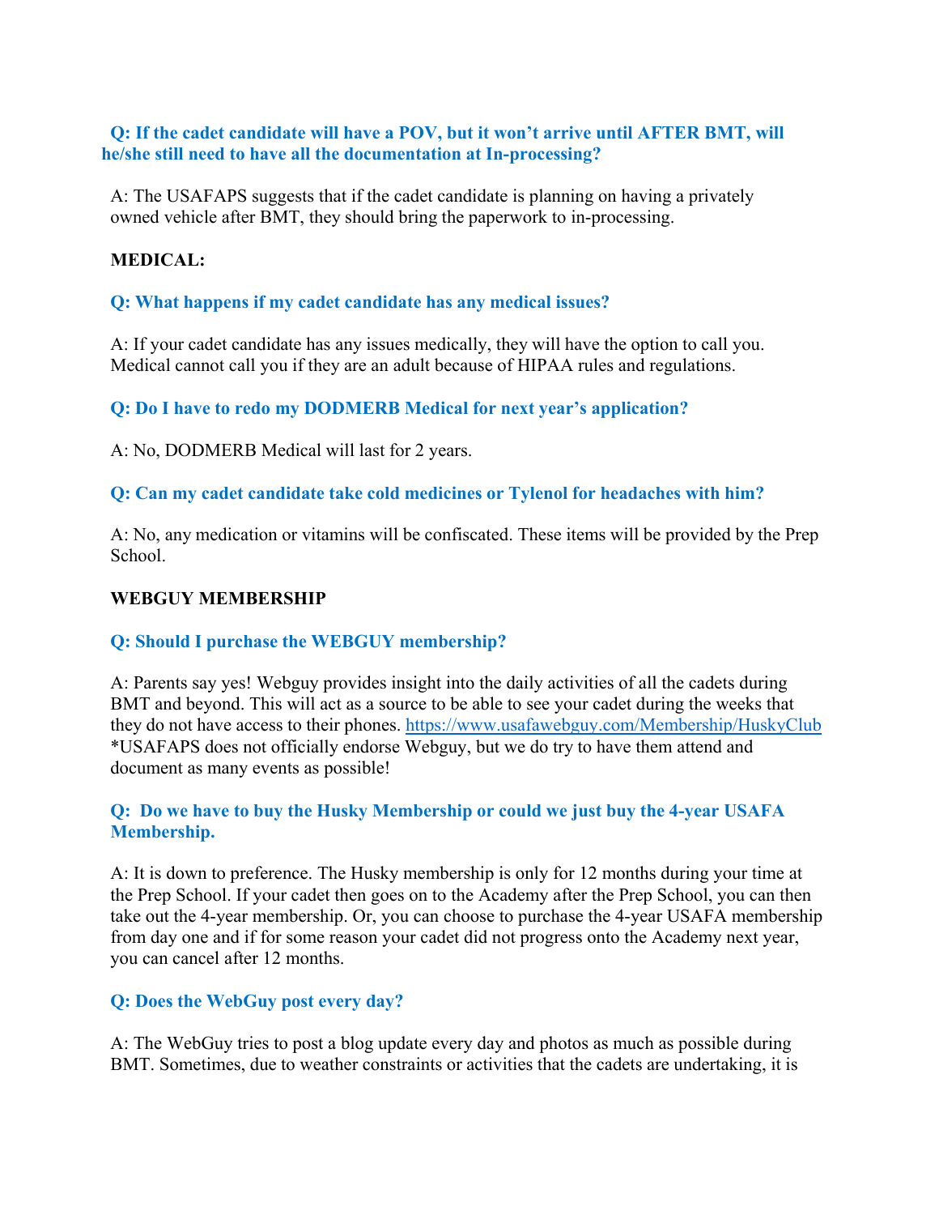**Q: If the cadet candidate will have a POV, but it won't arrive until AFTER BMT, will he/she still need to have all the documentation at In-processing?**

A: The USAFAPS suggests that if the cadet candidate is planning on having a privately owned vehicle after BMT, they should bring the paperwork to in-processing.

**MEDICAL:**

**Q: What happens if my cadet candidate has any medical issues?**

A: If your cadet candidate has any issues medically, they will have the option to call you. Medical cannot call you if they are an adult because of HIPAA rules and regulations.

**Q: Do I have to redo my DODMERB Medical for next year's application?**

A: No, DODMERB Medical will last for 2 years.

**Q: Can my cadet candidate take cold medicines or Tylenol for headaches with him?**

A: No, any medication or vitamins will be confiscated. These items will be provided by the Prep School.

**WEBGUY MEMBERSHIP**

**Q: Should I purchase the WEBGUY membership?**

A: Parents say yes! Webguy provides insight into the daily activities of all the cadets during BMT and beyond. This will act as a source to be able to see your cadet during the weeks that they do not have access to their phones. [https://www.usafawebguy.com/Membership/HuskyClub](https://www.usafawebguy.com/Membership/HuskyClub) *USAFAPS does not officially endorse Webguy, but we do try to have them attend and document as many events as possible!

**Q: Do we have to buy the Husky Membership or could we just buy the 4-year USAFA Membership.**

A: It is down to preference. The Husky membership is only for 12 months during your time at the Prep School. If your cadet then goes on to the Academy after the Prep School, you can then take out the 4-year membership. Or, you can choose to purchase the 4-year USAFA membership from day one and if for some reason your cadet did not progress onto the Academy next year, you can cancel after 12 months.

**Q: Does the WebGuy post every day?**

A: The WebGuy tries to post a blog update every day and photos as much as possible during BMT. Sometimes, due to weather constraints or activities that the cadets are undertaking, it is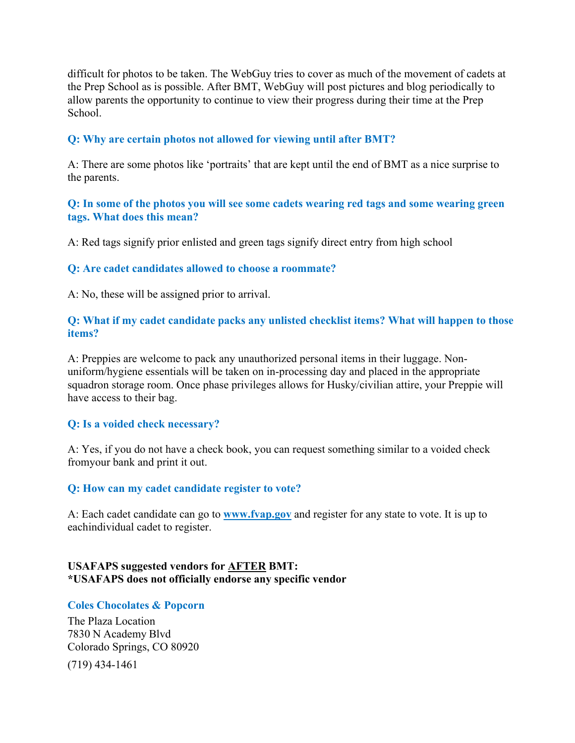difficult for photos to be taken. The WebGuy tries to cover as much of the movement of cadets at the Prep School as is possible. After BMT, WebGuy will post pictures and blog periodically to allow parents the opportunity to continue to view their progress during their time at the Prep School.

**Q: Why are certain photos not allowed for viewing until after BMT?**

A: There are some photos like 'portraits' that are kept until the end of BMT as a nice surprise to the parents.

**Q: In some of the photos you will see some cadets wearing red tags and some wearing green tags. What does this mean?**

A: Red tags signify prior enlisted and green tags signify direct entry from high school

**Q: Are cadet candidates allowed to choose a roommate?**

A: No, these will be assigned prior to arrival.

**Q: What if my cadet candidate packs any unlisted checklist items? What will happen to those items?**

A: Preppies are welcome to pack any unauthorized personal items in their luggage. Non-uniform/hygiene essentials will be taken on in-processing day and placed in the appropriate squadron storage room. Once phase privileges allows for Husky/civilian attire, your Preppie will have access to their bag.

**Q: Is a voided check necessary?**

A: Yes, if you do not have a check book, you can request something similar to a voided check fromyour bank and print it out.

**Q: How can my cadet candidate register to vote?**

A: Each cadet candidate can go to **[www.fvap.gov](http://www.fvap.gov)** and register for any state to vote. It is up to eachindividual cadet to register.

**USAFAPS suggested vendors for <u>AFTER</u> BMT:**
***USAFAPS does not officially endorse any specific vendor**

**Coles Chocolates & Popcorn**

The Plaza Location
7830 N Academy Blvd
Colorado Springs, CO 80920

(719) 434-1461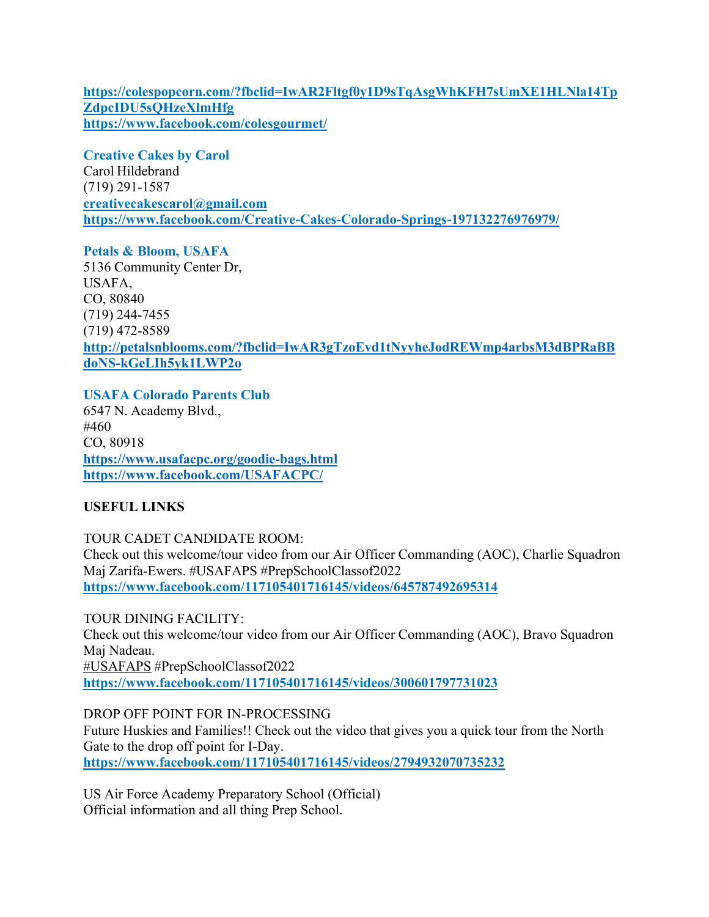https://colespopcorn.com/?fbclid=IwAR2Fltgf0y1D9sTqAsgWhKFH7sUmXE1HLNla14TpZdpcIDU5sQHzeXlmHfg
https://www.facebook.com/colesgourmet/

**Creative Cakes by Carol**
Carol Hildebrand
(719) 291-1587
creativecakescarol@gmail.com
https://www.facebook.com/Creative-Cakes-Colorado-Springs-197132276976979/

**Petals & Bloom, USAFA**
5136 Community Center Dr,
USAFA,
CO, 80840
(719) 244-7455
(719) 472-8589
http://petalsnblooms.com/?fbclid=IwAR3gTzoEvd1tNyyheJodREWmp4arbsM3dBPRaBBdoNS-kGeLIh5yk1LWP2o

**USAFA Colorado Parents Club**
6547 N. Academy Blvd.,
#460
CO, 80918
https://www.usafacpc.org/goodie-bags.html
https://www.facebook.com/USAFACPC/

**USEFUL LINKS**

TOUR CADET CANDIDATE ROOM:
Check out this welcome/tour video from our Air Officer Commanding (AOC), Charlie Squadron Maj Zarifa-Ewers. #USAFAPS #PrepSchoolClassof2022
https://www.facebook.com/117105401716145/videos/645787492695314

TOUR DINING FACILITY:
Check out this welcome/tour video from our Air Officer Commanding (AOC), Bravo Squadron Maj Nadeau.
#USAFAPS #PrepSchoolClassof2022
https://www.facebook.com/117105401716145/videos/300601797731023

DROP OFF POINT FOR IN-PROCESSING
Future Huskies and Families!! Check out the video that gives you a quick tour from the North Gate to the drop off point for I-Day.
https://www.facebook.com/117105401716145/videos/2794932070735232

US Air Force Academy Preparatory School (Official)
Official information and all thing Prep School.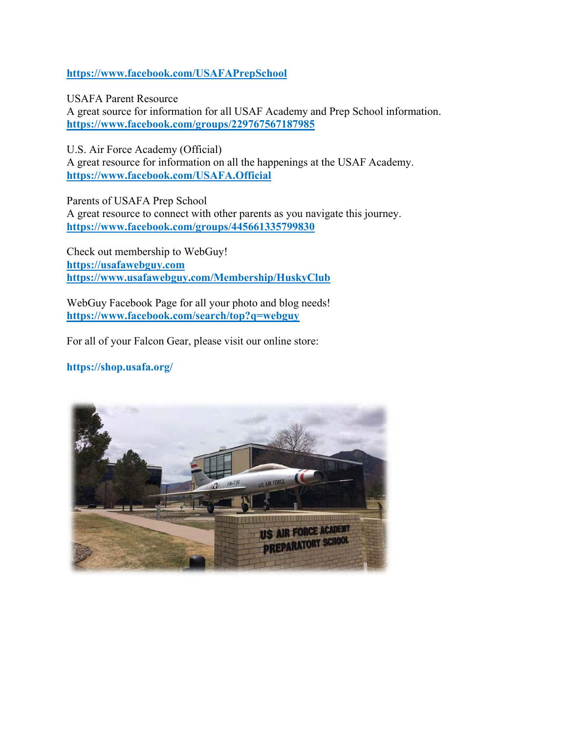https://www.facebook.com/USAFAPrepSchool

USAFA Parent Resource
A great source for information for all USAF Academy and Prep School information.
https://www.facebook.com/groups/229767567187985

U.S. Air Force Academy (Official)
A great resource for information on all the happenings at the USAF Academy.
https://www.facebook.com/USAFA.Official

Parents of USAFA Prep School
A great resource to connect with other parents as you navigate this journey.
https://www.facebook.com/groups/445661335799830

Check out membership to WebGuy!
https://usafawebguy.com
https://www.usafawebguy.com/Membership/HuskyClub

WebGuy Facebook Page for all your photo and blog needs!
https://www.facebook.com/search/top?q=webguy

For all of your Falcon Gear, please visit our online store:

https://shop.usafa.org/